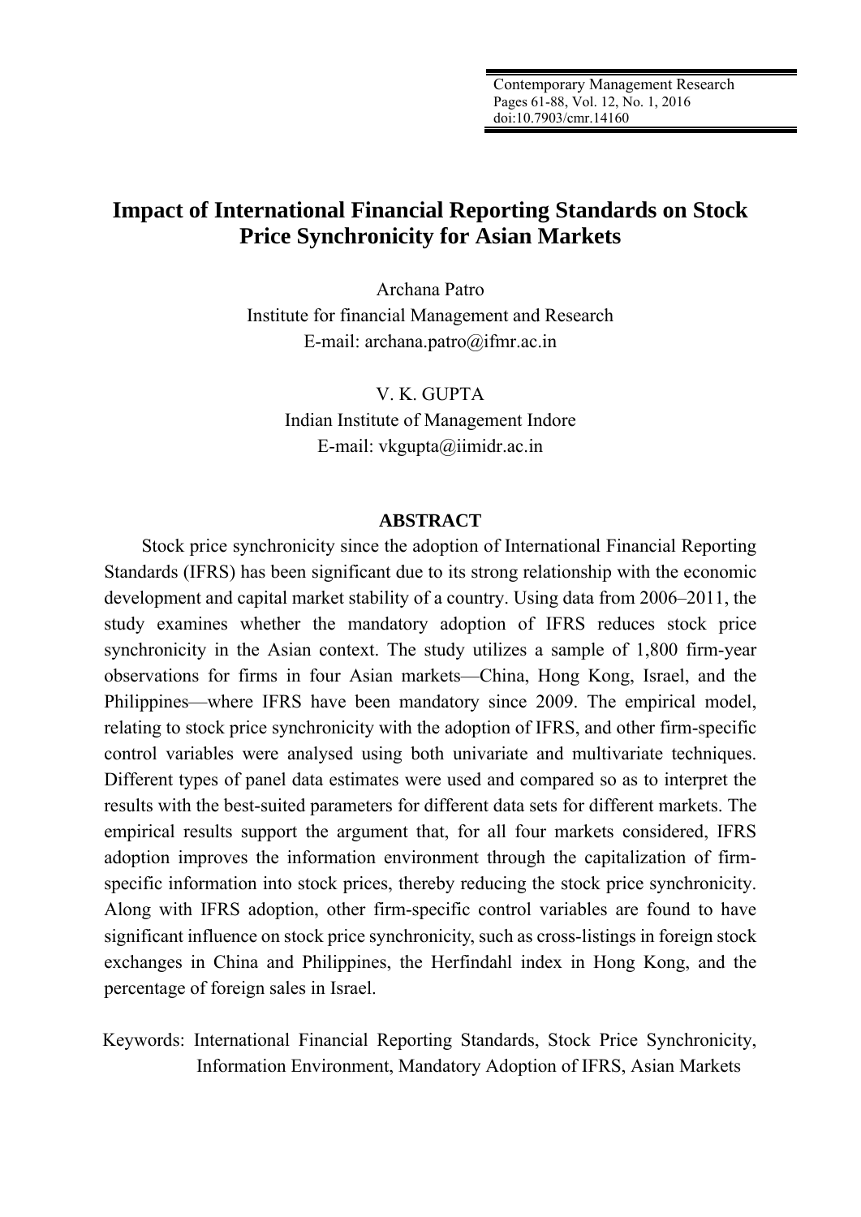# Impact of International Financial Reporting Standards on Stock Price Synchronicity for Asian Markets

Archana Patro
Institute for financial Management and Research
E-mail: archana.patro@ifmr.ac.in

V. K. GUPTA
Indian Institute of Management Indore
E-mail: vkgupta@iimidr.ac.in

## ABSTRACT

Stock price synchronicity since the adoption of International Financial Reporting Standards (IFRS) has been significant due to its strong relationship with the economic development and capital market stability of a country. Using data from 2006–2011, the study examines whether the mandatory adoption of IFRS reduces stock price synchronicity in the Asian context. The study utilizes a sample of 1,800 firm-year observations for firms in four Asian markets—China, Hong Kong, Israel, and the Philippines—where IFRS have been mandatory since 2009. The empirical model, relating to stock price synchronicity with the adoption of IFRS, and other firm-specific control variables were analysed using both univariate and multivariate techniques. Different types of panel data estimates were used and compared so as to interpret the results with the best-suited parameters for different data sets for different markets. The empirical results support the argument that, for all four markets considered, IFRS adoption improves the information environment through the capitalization of firm-specific information into stock prices, thereby reducing the stock price synchronicity. Along with IFRS adoption, other firm-specific control variables are found to have significant influence on stock price synchronicity, such as cross-listings in foreign stock exchanges in China and Philippines, the Herfindahl index in Hong Kong, and the percentage of foreign sales in Israel.

Keywords: International Financial Reporting Standards, Stock Price Synchronicity, Information Environment, Mandatory Adoption of IFRS, Asian Markets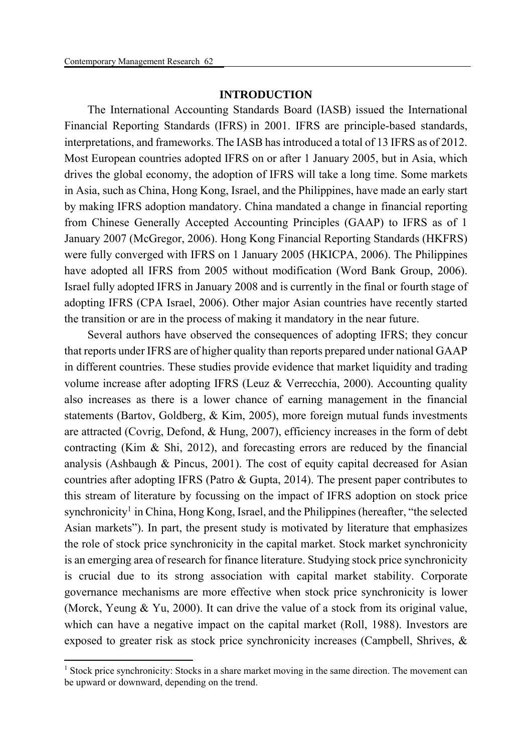## INTRODUCTION

The International Accounting Standards Board (IASB) issued the International Financial Reporting Standards (IFRS) in 2001. IFRS are principle-based standards, interpretations, and frameworks. The IASB has introduced a total of 13 IFRS as of 2012. Most European countries adopted IFRS on or after 1 January 2005, but in Asia, which drives the global economy, the adoption of IFRS will take a long time. Some markets in Asia, such as China, Hong Kong, Israel, and the Philippines, have made an early start by making IFRS adoption mandatory. China mandated a change in financial reporting from Chinese Generally Accepted Accounting Principles (GAAP) to IFRS as of 1 January 2007 (McGregor, 2006). Hong Kong Financial Reporting Standards (HKFRS) were fully converged with IFRS on 1 January 2005 (HKICPA, 2006). The Philippines have adopted all IFRS from 2005 without modification (Word Bank Group, 2006). Israel fully adopted IFRS in January 2008 and is currently in the final or fourth stage of adopting IFRS (CPA Israel, 2006). Other major Asian countries have recently started the transition or are in the process of making it mandatory in the near future.

Several authors have observed the consequences of adopting IFRS; they concur that reports under IFRS are of higher quality than reports prepared under national GAAP in different countries. These studies provide evidence that market liquidity and trading volume increase after adopting IFRS (Leuz & Verrecchia, 2000). Accounting quality also increases as there is a lower chance of earning management in the financial statements (Bartov, Goldberg, & Kim, 2005), more foreign mutual funds investments are attracted (Covrig, Defond, & Hung, 2007), efficiency increases in the form of debt contracting (Kim & Shi, 2012), and forecasting errors are reduced by the financial analysis (Ashbaugh & Pincus, 2001). The cost of equity capital decreased for Asian countries after adopting IFRS (Patro & Gupta, 2014). The present paper contributes to this stream of literature by focussing on the impact of IFRS adoption on stock price synchronicity[1] in China, Hong Kong, Israel, and the Philippines (hereafter, "the selected Asian markets"). In part, the present study is motivated by literature that emphasizes the role of stock price synchronicity in the capital market. Stock market synchronicity is an emerging area of research for finance literature. Studying stock price synchronicity is crucial due to its strong association with capital market stability. Corporate governance mechanisms are more effective when stock price synchronicity is lower (Morck, Yeung & Yu, 2000). It can drive the value of a stock from its original value, which can have a negative impact on the capital market (Roll, 1988). Investors are exposed to greater risk as stock price synchronicity increases (Campbell, Shrives, &

[1] Stock price synchronicity: Stocks in a share market moving in the same direction. The movement can be upward or downward, depending on the trend.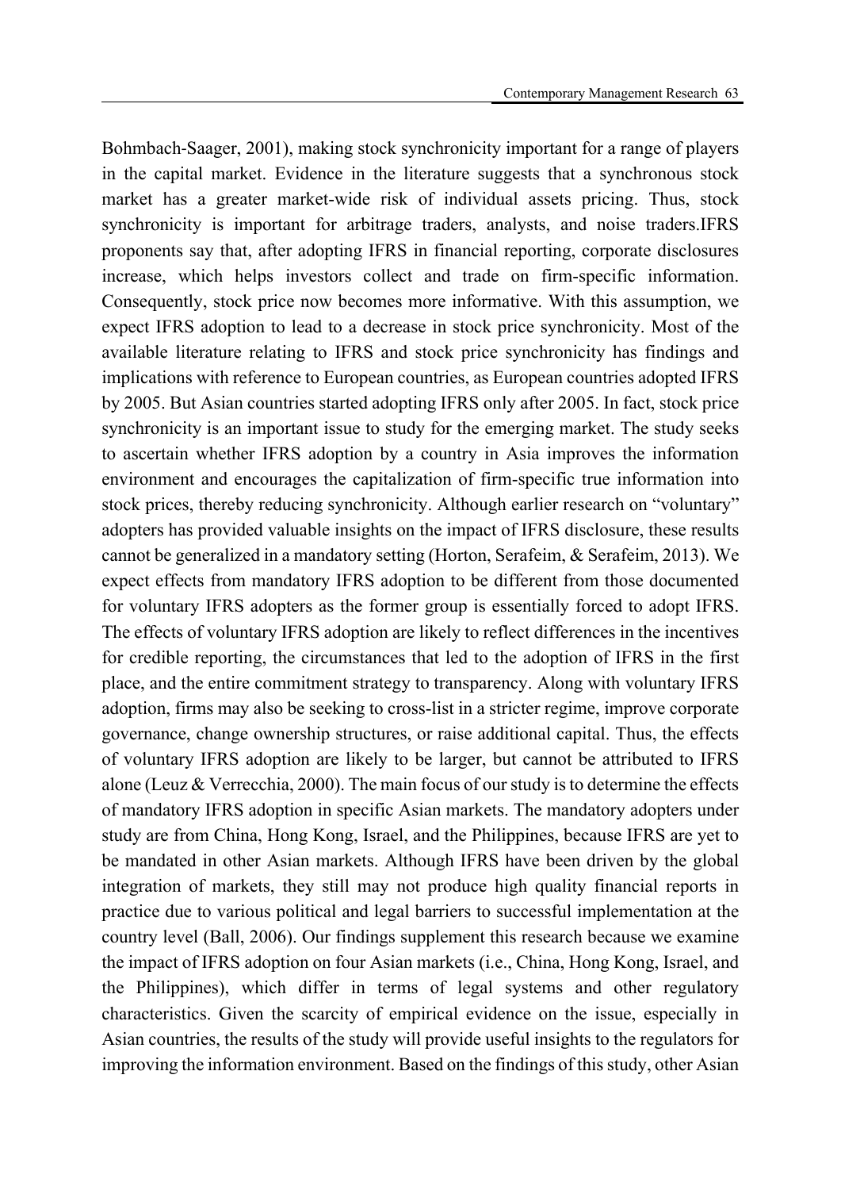Bohmbach-Saager, 2001), making stock synchronicity important for a range of players in the capital market. Evidence in the literature suggests that a synchronous stock market has a greater market-wide risk of individual assets pricing. Thus, stock synchronicity is important for arbitrage traders, analysts, and noise traders.IFRS proponents say that, after adopting IFRS in financial reporting, corporate disclosures increase, which helps investors collect and trade on firm-specific information. Consequently, stock price now becomes more informative. With this assumption, we expect IFRS adoption to lead to a decrease in stock price synchronicity. Most of the available literature relating to IFRS and stock price synchronicity has findings and implications with reference to European countries, as European countries adopted IFRS by 2005. But Asian countries started adopting IFRS only after 2005. In fact, stock price synchronicity is an important issue to study for the emerging market. The study seeks to ascertain whether IFRS adoption by a country in Asia improves the information environment and encourages the capitalization of firm-specific true information into stock prices, thereby reducing synchronicity. Although earlier research on "voluntary" adopters has provided valuable insights on the impact of IFRS disclosure, these results cannot be generalized in a mandatory setting (Horton, Serafeim, & Serafeim, 2013). We expect effects from mandatory IFRS adoption to be different from those documented for voluntary IFRS adopters as the former group is essentially forced to adopt IFRS. The effects of voluntary IFRS adoption are likely to reflect differences in the incentives for credible reporting, the circumstances that led to the adoption of IFRS in the first place, and the entire commitment strategy to transparency. Along with voluntary IFRS adoption, firms may also be seeking to cross-list in a stricter regime, improve corporate governance, change ownership structures, or raise additional capital. Thus, the effects of voluntary IFRS adoption are likely to be larger, but cannot be attributed to IFRS alone (Leuz & Verrecchia, 2000). The main focus of our study is to determine the effects of mandatory IFRS adoption in specific Asian markets. The mandatory adopters under study are from China, Hong Kong, Israel, and the Philippines, because IFRS are yet to be mandated in other Asian markets. Although IFRS have been driven by the global integration of markets, they still may not produce high quality financial reports in practice due to various political and legal barriers to successful implementation at the country level (Ball, 2006). Our findings supplement this research because we examine the impact of IFRS adoption on four Asian markets (i.e., China, Hong Kong, Israel, and the Philippines), which differ in terms of legal systems and other regulatory characteristics. Given the scarcity of empirical evidence on the issue, especially in Asian countries, the results of the study will provide useful insights to the regulators for improving the information environment. Based on the findings of this study, other Asian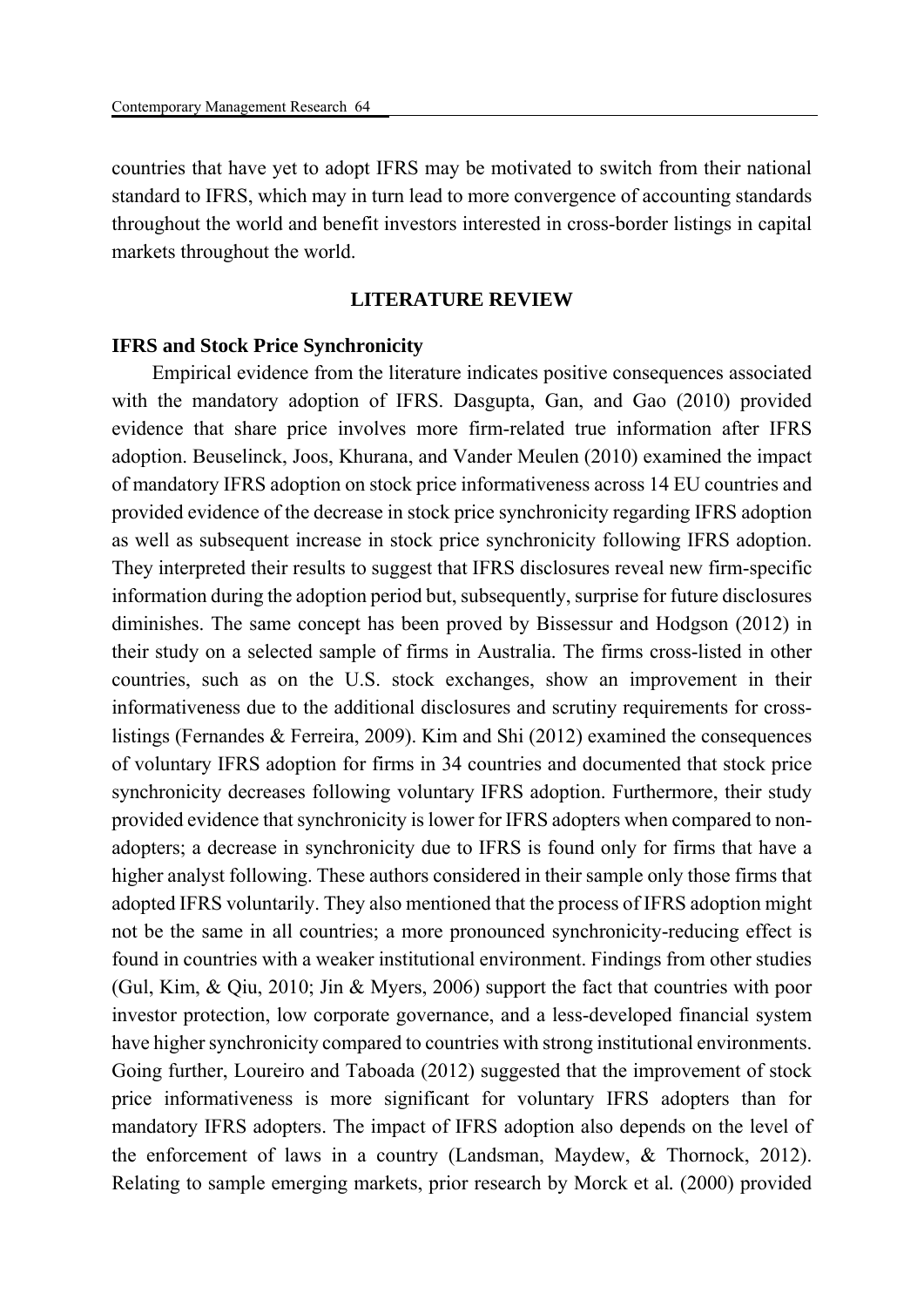countries that have yet to adopt IFRS may be motivated to switch from their national standard to IFRS, which may in turn lead to more convergence of accounting standards throughout the world and benefit investors interested in cross-border listings in capital markets throughout the world.

## LITERATURE REVIEW

### IFRS and Stock Price Synchronicity

Empirical evidence from the literature indicates positive consequences associated with the mandatory adoption of IFRS. Dasgupta, Gan, and Gao (2010) provided evidence that share price involves more firm-related true information after IFRS adoption. Beuselinck, Joos, Khurana, and Vander Meulen (2010) examined the impact of mandatory IFRS adoption on stock price informativeness across 14 EU countries and provided evidence of the decrease in stock price synchronicity regarding IFRS adoption as well as subsequent increase in stock price synchronicity following IFRS adoption. They interpreted their results to suggest that IFRS disclosures reveal new firm-specific information during the adoption period but, subsequently, surprise for future disclosures diminishes. The same concept has been proved by Bissessur and Hodgson (2012) in their study on a selected sample of firms in Australia. The firms cross-listed in other countries, such as on the U.S. stock exchanges, show an improvement in their informativeness due to the additional disclosures and scrutiny requirements for cross-listings (Fernandes & Ferreira, 2009). Kim and Shi (2012) examined the consequences of voluntary IFRS adoption for firms in 34 countries and documented that stock price synchronicity decreases following voluntary IFRS adoption. Furthermore, their study provided evidence that synchronicity is lower for IFRS adopters when compared to non-adopters; a decrease in synchronicity due to IFRS is found only for firms that have a higher analyst following. These authors considered in their sample only those firms that adopted IFRS voluntarily. They also mentioned that the process of IFRS adoption might not be the same in all countries; a more pronounced synchronicity-reducing effect is found in countries with a weaker institutional environment. Findings from other studies (Gul, Kim, & Qiu, 2010; Jin & Myers, 2006) support the fact that countries with poor investor protection, low corporate governance, and a less-developed financial system have higher synchronicity compared to countries with strong institutional environments. Going further, Loureiro and Taboada (2012) suggested that the improvement of stock price informativeness is more significant for voluntary IFRS adopters than for mandatory IFRS adopters. The impact of IFRS adoption also depends on the level of the enforcement of laws in a country (Landsman, Maydew, & Thornock, 2012). Relating to sample emerging markets, prior research by Morck et al. (2000) provided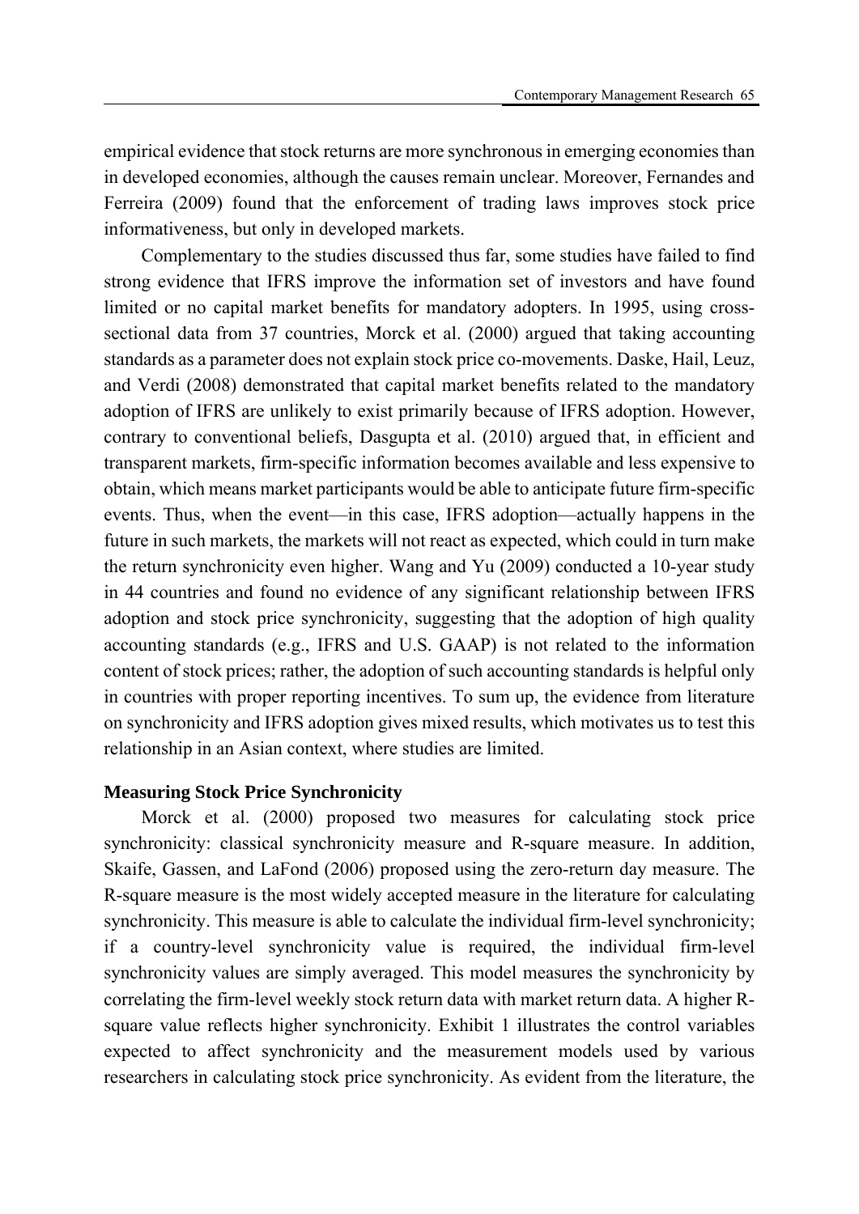empirical evidence that stock returns are more synchronous in emerging economies than in developed economies, although the causes remain unclear. Moreover, Fernandes and Ferreira (2009) found that the enforcement of trading laws improves stock price informativeness, but only in developed markets.

Complementary to the studies discussed thus far, some studies have failed to find strong evidence that IFRS improve the information set of investors and have found limited or no capital market benefits for mandatory adopters. In 1995, using cross-sectional data from 37 countries, Morck et al. (2000) argued that taking accounting standards as a parameter does not explain stock price co-movements. Daske, Hail, Leuz, and Verdi (2008) demonstrated that capital market benefits related to the mandatory adoption of IFRS are unlikely to exist primarily because of IFRS adoption. However, contrary to conventional beliefs, Dasgupta et al. (2010) argued that, in efficient and transparent markets, firm-specific information becomes available and less expensive to obtain, which means market participants would be able to anticipate future firm-specific events. Thus, when the event—in this case, IFRS adoption—actually happens in the future in such markets, the markets will not react as expected, which could in turn make the return synchronicity even higher. Wang and Yu (2009) conducted a 10-year study in 44 countries and found no evidence of any significant relationship between IFRS adoption and stock price synchronicity, suggesting that the adoption of high quality accounting standards (e.g., IFRS and U.S. GAAP) is not related to the information content of stock prices; rather, the adoption of such accounting standards is helpful only in countries with proper reporting incentives. To sum up, the evidence from literature on synchronicity and IFRS adoption gives mixed results, which motivates us to test this relationship in an Asian context, where studies are limited.

**Measuring Stock Price Synchronicity**

Morck et al. (2000) proposed two measures for calculating stock price synchronicity: classical synchronicity measure and R-square measure. In addition, Skaife, Gassen, and LaFond (2006) proposed using the zero-return day measure. The R-square measure is the most widely accepted measure in the literature for calculating synchronicity. This measure is able to calculate the individual firm-level synchronicity; if a country-level synchronicity value is required, the individual firm-level synchronicity values are simply averaged. This model measures the synchronicity by correlating the firm-level weekly stock return data with market return data. A higher R-square value reflects higher synchronicity. Exhibit 1 illustrates the control variables expected to affect synchronicity and the measurement models used by various researchers in calculating stock price synchronicity. As evident from the literature, the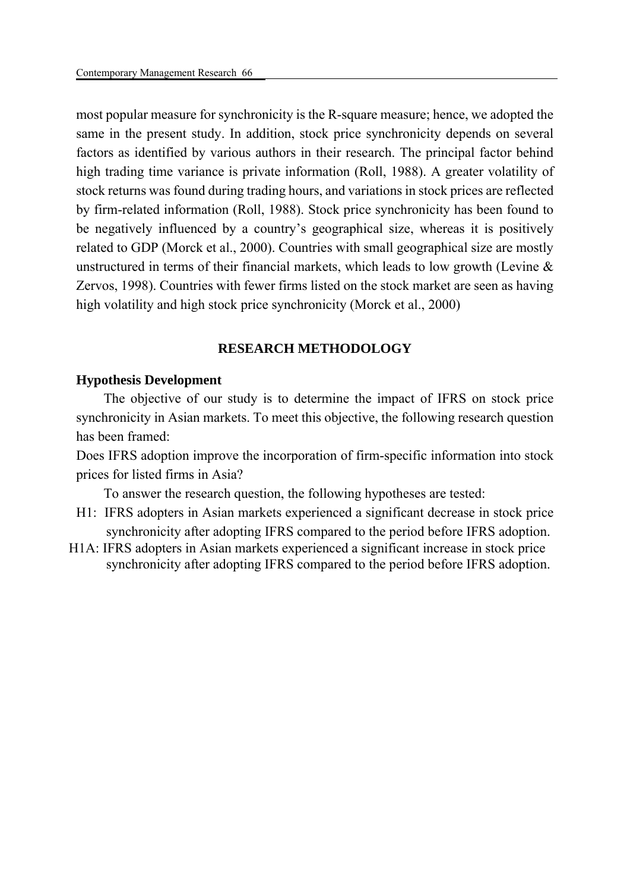most popular measure for synchronicity is the R-square measure; hence, we adopted the same in the present study. In addition, stock price synchronicity depends on several factors as identified by various authors in their research. The principal factor behind high trading time variance is private information (Roll, 1988). A greater volatility of stock returns was found during trading hours, and variations in stock prices are reflected by firm-related information (Roll, 1988). Stock price synchronicity has been found to be negatively influenced by a country's geographical size, whereas it is positively related to GDP (Morck et al., 2000). Countries with small geographical size are mostly unstructured in terms of their financial markets, which leads to low growth (Levine & Zervos, 1998). Countries with fewer firms listed on the stock market are seen as having high volatility and high stock price synchronicity (Morck et al., 2000)

## RESEARCH METHODOLOGY

### Hypothesis Development

The objective of our study is to determine the impact of IFRS on stock price synchronicity in Asian markets. To meet this objective, the following research question has been framed:

Does IFRS adoption improve the incorporation of firm-specific information into stock prices for listed firms in Asia?

To answer the research question, the following hypotheses are tested:

H1: IFRS adopters in Asian markets experienced a significant decrease in stock price synchronicity after adopting IFRS compared to the period before IFRS adoption.

H1A: IFRS adopters in Asian markets experienced a significant increase in stock price synchronicity after adopting IFRS compared to the period before IFRS adoption.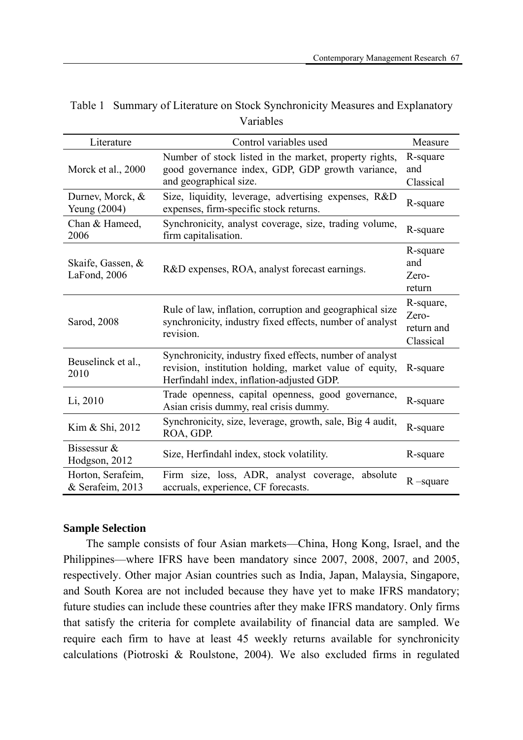Table 1 Summary of Literature on Stock Synchronicity Measures and Explanatory Variables

| Literature | Control variables used | Measure |
|---|---|---|
| Morck et al., 2000 | Number of stock listed in the market, property rights, good governance index, GDP, GDP growth variance, and geographical size. | R-square and Classical |
| Durnev, Morck, & Yeung (2004) | Size, liquidity, leverage, advertising expenses, R&D expenses, firm-specific stock returns. | R-square |
| Chan & Hameed, 2006 | Synchronicity, analyst coverage, size, trading volume, firm capitalisation. | R-square |
| Skaife, Gassen, & LaFond, 2006 | R&D expenses, ROA, analyst forecast earnings. | R-square and Zero-return |
| Sarod, 2008 | Rule of law, inflation, corruption and geographical size synchronicity, industry fixed effects, number of analyst revision. | R-square, Zero-return and Classical |
| Beuselinck et al., 2010 | Synchronicity, industry fixed effects, number of analyst revision, institution holding, market value of equity, Herfindahl index, inflation-adjusted GDP. | R-square |
| Li, 2010 | Trade openness, capital openness, good governance, Asian crisis dummy, real crisis dummy. | R-square |
| Kim & Shi, 2012 | Synchronicity, size, leverage, growth, sale, Big 4 audit, ROA, GDP. | R-square |
| Bissessur & Hodgson, 2012 | Size, Herfindahl index, stock volatility. | R-square |
| Horton, Serafeim, & Serafeim, 2013 | Firm size, loss, ADR, analyst coverage, absolute accruals, experience, CF forecasts. | R –square |

**Sample Selection**

The sample consists of four Asian markets—China, Hong Kong, Israel, and the Philippines—where IFRS have been mandatory since 2007, 2008, 2007, and 2005, respectively. Other major Asian countries such as India, Japan, Malaysia, Singapore, and South Korea are not included because they have yet to make IFRS mandatory; future studies can include these countries after they make IFRS mandatory. Only firms that satisfy the criteria for complete availability of financial data are sampled. We require each firm to have at least 45 weekly returns available for synchronicity calculations (Piotroski & Roulstone, 2004). We also excluded firms in regulated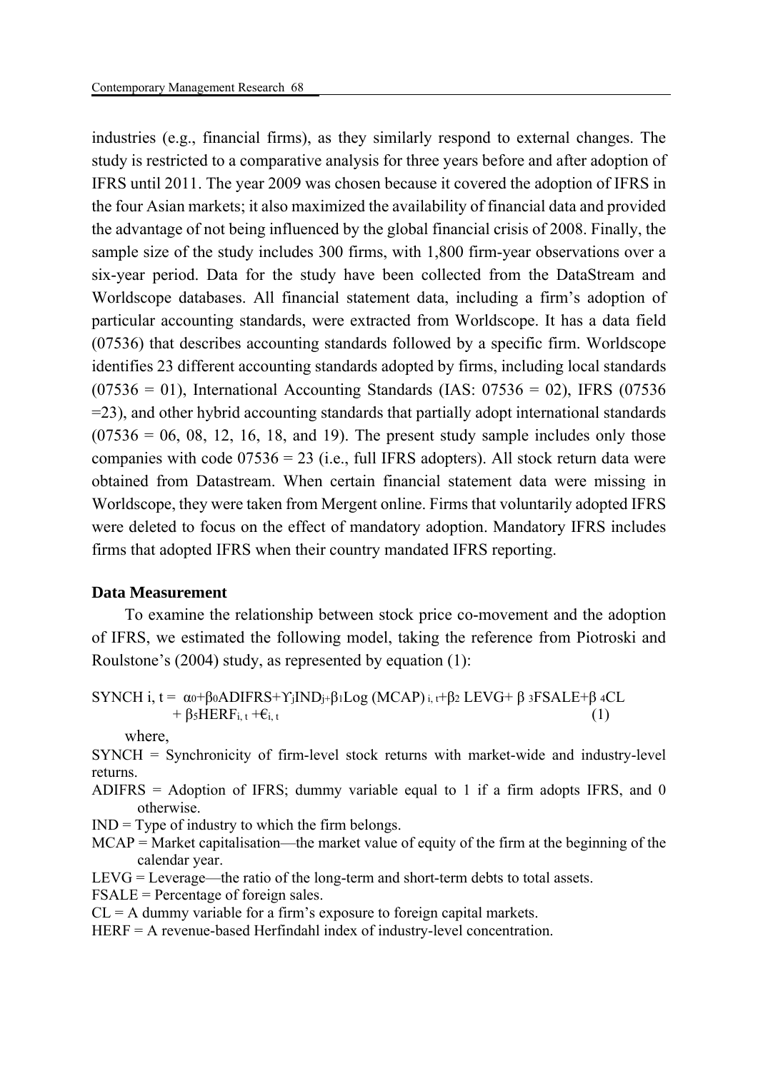industries (e.g., financial firms), as they similarly respond to external changes. The study is restricted to a comparative analysis for three years before and after adoption of IFRS until 2011. The year 2009 was chosen because it covered the adoption of IFRS in the four Asian markets; it also maximized the availability of financial data and provided the advantage of not being influenced by the global financial crisis of 2008. Finally, the sample size of the study includes 300 firms, with 1,800 firm-year observations over a six-year period. Data for the study have been collected from the DataStream and Worldscope databases. All financial statement data, including a firm's adoption of particular accounting standards, were extracted from Worldscope. It has a data field (07536) that describes accounting standards followed by a specific firm. Worldscope identifies 23 different accounting standards adopted by firms, including local standards (07536 = 01), International Accounting Standards (IAS: 07536 = 02), IFRS (07536 =23), and other hybrid accounting standards that partially adopt international standards (07536 = 06, 08, 12, 16, 18, and 19). The present study sample includes only those companies with code 07536 = 23 (i.e., full IFRS adopters). All stock return data were obtained from Datastream. When certain financial statement data were missing in Worldscope, they were taken from Mergent online. Firms that voluntarily adopted IFRS were deleted to focus on the effect of mandatory adoption. Mandatory IFRS includes firms that adopted IFRS when their country mandated IFRS reporting.

**Data Measurement**

To examine the relationship between stock price co-movement and the adoption of IFRS, we estimated the following model, taking the reference from Piotroski and Roulstone's (2004) study, as represented by equation (1):

$$SYNCH_{i,t} = \alpha_0 + \beta_0 ADIFRS + \Upsilon_j IND_j + \beta_1 Log\,(MCAP)_{i,t} + \beta_2\, LEVG + \beta_3 FSALE + \beta_4 CL + \beta_5 HERF_{i,t} + \epsilon_{i,t} \quad (1)$$

where,

SYNCH = Synchronicity of firm-level stock returns with market-wide and industry-level returns.

ADIFRS = Adoption of IFRS; dummy variable equal to 1 if a firm adopts IFRS, and 0 otherwise.

IND = Type of industry to which the firm belongs.

MCAP = Market capitalisation—the market value of equity of the firm at the beginning of the calendar year.

LEVG = Leverage—the ratio of the long-term and short-term debts to total assets.

FSALE = Percentage of foreign sales.

CL = A dummy variable for a firm's exposure to foreign capital markets.

HERF = A revenue-based Herfindahl index of industry-level concentration.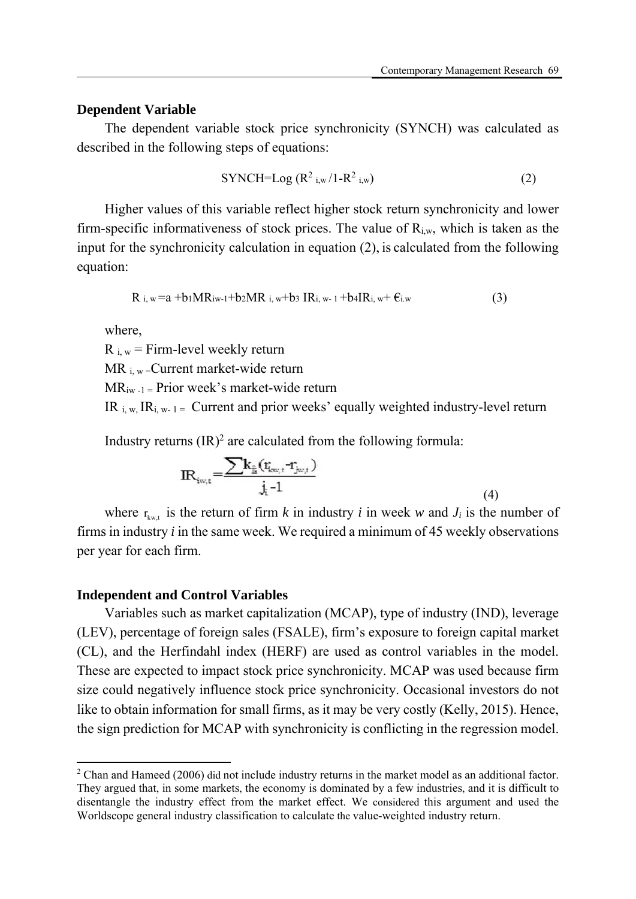### Dependent Variable

The dependent variable stock price synchronicity (SYNCH) was calculated as described in the following steps of equations:

$$\text{SYNCH} = \text{Log}\,(R^2_{i,w} / 1 - R^2_{i,w}) \tag{2}$$

Higher values of this variable reflect higher stock return synchronicity and lower firm-specific informativeness of stock prices. The value of $R_{i,w}$, which is taken as the input for the synchronicity calculation in equation (2), is calculated from the following equation:

$$R_{i,w} = a + b_1 MR_{iw-1} + b_2 MR_{i,w} + b_3 IR_{i,w-1} + b_4 IR_{i,w} + €_{i.w} \tag{3}$$

where,

$R_{i,w}$ = Firm-level weekly return

$MR_{i,w}$ = Current market-wide return

$MR_{iw-1}$ = Prior week's market-wide return

$IR_{i,w}$, $IR_{i,w-1}$ = Current and prior weeks' equally weighted industry-level return

Industry returns (IR)[2] are calculated from the following formula:

$$IR_{iw,t} = \frac{\sum k_{\frac{i}{k}} (r_{kw,t} - r_{jw,t})}{j_i - 1} \tag{4}$$

where $r_{kw,t}$ is the return of firm *k* in industry *i* in week *w* and $J_i$ is the number of firms in industry *i* in the same week. We required a minimum of 45 weekly observations per year for each firm.

### Independent and Control Variables

Variables such as market capitalization (MCAP), type of industry (IND), leverage (LEV), percentage of foreign sales (FSALE), firm's exposure to foreign capital market (CL), and the Herfindahl index (HERF) are used as control variables in the model. These are expected to impact stock price synchronicity. MCAP was used because firm size could negatively influence stock price synchronicity. Occasional investors do not like to obtain information for small firms, as it may be very costly (Kelly, 2015). Hence, the sign prediction for MCAP with synchronicity is conflicting in the regression model.

---

[2] Chan and Hameed (2006) did not include industry returns in the market model as an additional factor. They argued that, in some markets, the economy is dominated by a few industries, and it is difficult to disentangle the industry effect from the market effect. We considered this argument and used the Worldscope general industry classification to calculate the value-weighted industry return.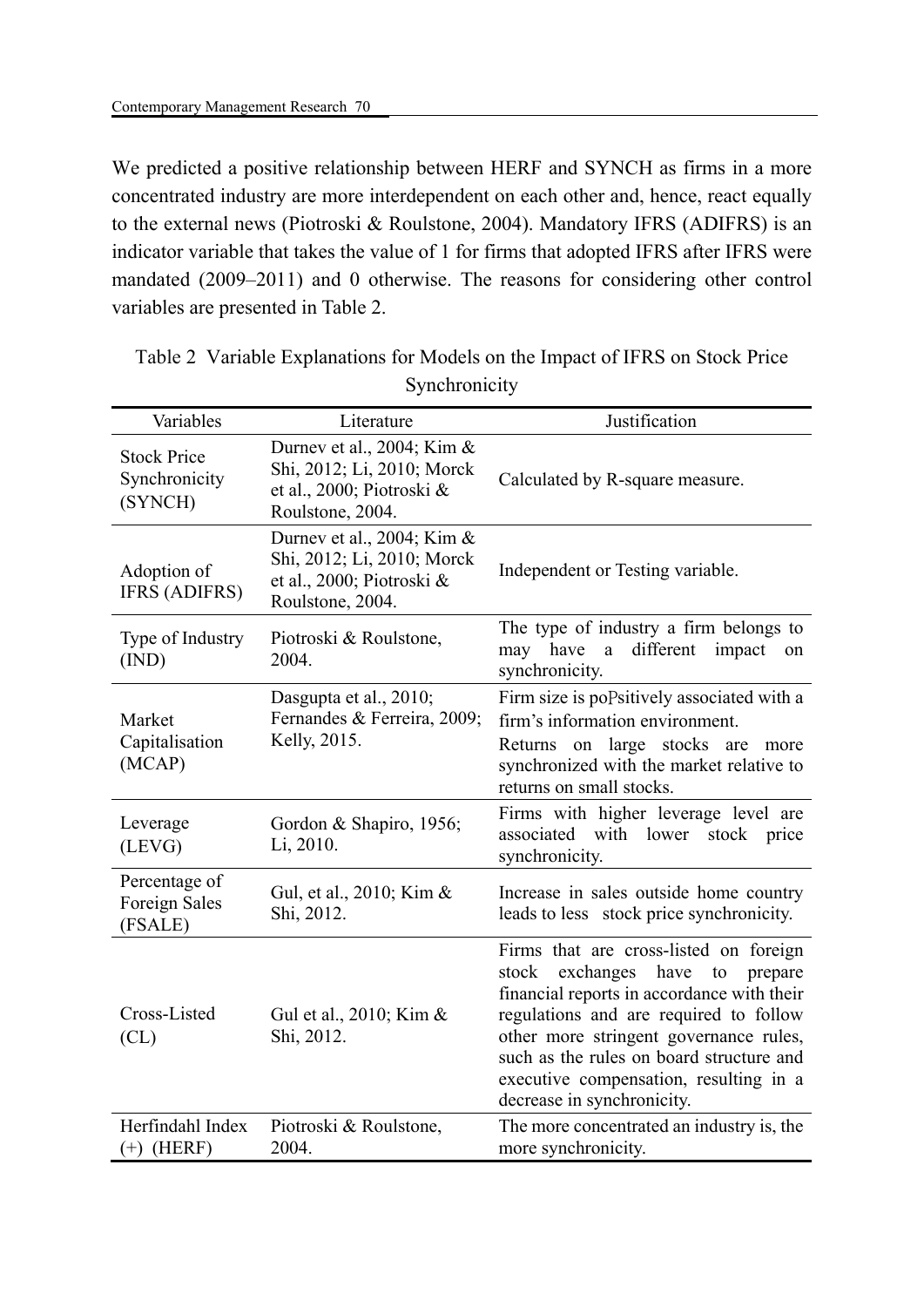We predicted a positive relationship between HERF and SYNCH as firms in a more concentrated industry are more interdependent on each other and, hence, react equally to the external news (Piotroski & Roulstone, 2004). Mandatory IFRS (ADIFRS) is an indicator variable that takes the value of 1 for firms that adopted IFRS after IFRS were mandated (2009–2011) and 0 otherwise. The reasons for considering other control variables are presented in Table 2.

Table 2 Variable Explanations for Models on the Impact of IFRS on Stock Price Synchronicity

| Variables | Literature | Justification |
|---|---|---|
| Stock Price Synchronicity (SYNCH) | Durnev et al., 2004; Kim & Shi, 2012; Li, 2010; Morck et al., 2000; Piotroski & Roulstone, 2004. | Calculated by R-square measure. |
| Adoption of IFRS (ADIFRS) | Durnev et al., 2004; Kim & Shi, 2012; Li, 2010; Morck et al., 2000; Piotroski & Roulstone, 2004. | Independent or Testing variable. |
| Type of Industry (IND) | Piotroski & Roulstone, 2004. | The type of industry a firm belongs to may have a different impact on synchronicity. |
| Market Capitalisation (MCAP) | Dasgupta et al., 2010; Fernandes & Ferreira, 2009; Kelly, 2015. | Firm size is poPsitively associated with a firm's information environment. Returns on large stocks are more synchronized with the market relative to returns on small stocks. |
| Leverage (LEVG) | Gordon & Shapiro, 1956; Li, 2010. | Firms with higher leverage level are associated with lower stock price synchronicity. |
| Percentage of Foreign Sales (FSALE) | Gul, et al., 2010; Kim & Shi, 2012. | Increase in sales outside home country leads to less stock price synchronicity. |
| Cross-Listed (CL) | Gul et al., 2010; Kim & Shi, 2012. | Firms that are cross-listed on foreign stock exchanges have to prepare financial reports in accordance with their regulations and are required to follow other more stringent governance rules, such as the rules on board structure and executive compensation, resulting in a decrease in synchronicity. |
| Herfindahl Index (+) (HERF) | Piotroski & Roulstone, 2004. | The more concentrated an industry is, the more synchronicity. |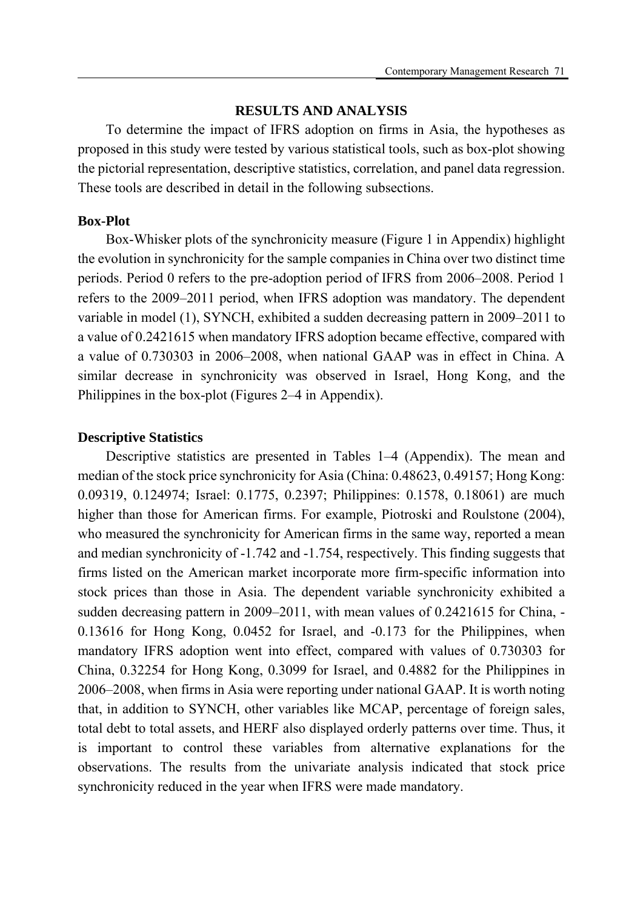## RESULTS AND ANALYSIS

To determine the impact of IFRS adoption on firms in Asia, the hypotheses as proposed in this study were tested by various statistical tools, such as box-plot showing the pictorial representation, descriptive statistics, correlation, and panel data regression. These tools are described in detail in the following subsections.

### Box-Plot

Box-Whisker plots of the synchronicity measure (Figure 1 in Appendix) highlight the evolution in synchronicity for the sample companies in China over two distinct time periods. Period 0 refers to the pre-adoption period of IFRS from 2006–2008. Period 1 refers to the 2009–2011 period, when IFRS adoption was mandatory. The dependent variable in model (1), SYNCH, exhibited a sudden decreasing pattern in 2009–2011 to a value of 0.2421615 when mandatory IFRS adoption became effective, compared with a value of 0.730303 in 2006–2008, when national GAAP was in effect in China. A similar decrease in synchronicity was observed in Israel, Hong Kong, and the Philippines in the box-plot (Figures 2–4 in Appendix).

### Descriptive Statistics

Descriptive statistics are presented in Tables 1–4 (Appendix). The mean and median of the stock price synchronicity for Asia (China: 0.48623, 0.49157; Hong Kong: 0.09319, 0.124974; Israel: 0.1775, 0.2397; Philippines: 0.1578, 0.18061) are much higher than those for American firms. For example, Piotroski and Roulstone (2004), who measured the synchronicity for American firms in the same way, reported a mean and median synchronicity of -1.742 and -1.754, respectively. This finding suggests that firms listed on the American market incorporate more firm-specific information into stock prices than those in Asia. The dependent variable synchronicity exhibited a sudden decreasing pattern in 2009–2011, with mean values of 0.2421615 for China, -0.13616 for Hong Kong, 0.0452 for Israel, and -0.173 for the Philippines, when mandatory IFRS adoption went into effect, compared with values of 0.730303 for China, 0.32254 for Hong Kong, 0.3099 for Israel, and 0.4882 for the Philippines in 2006–2008, when firms in Asia were reporting under national GAAP. It is worth noting that, in addition to SYNCH, other variables like MCAP, percentage of foreign sales, total debt to total assets, and HERF also displayed orderly patterns over time. Thus, it is important to control these variables from alternative explanations for the observations. The results from the univariate analysis indicated that stock price synchronicity reduced in the year when IFRS were made mandatory.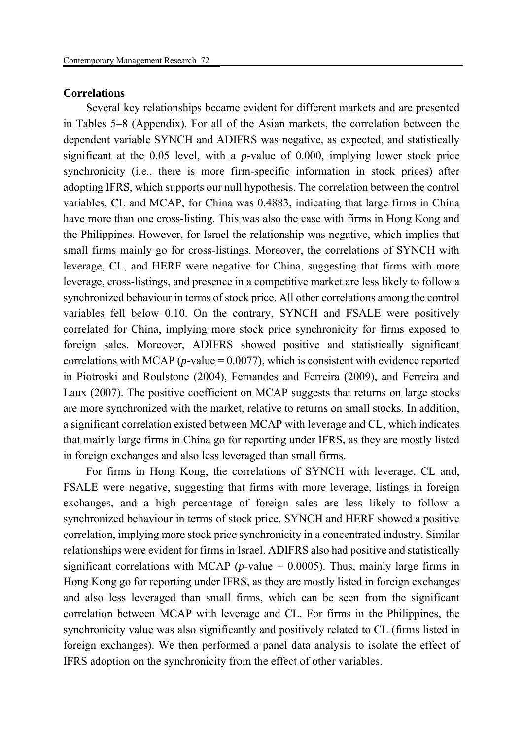**Correlations**

Several key relationships became evident for different markets and are presented in Tables 5–8 (Appendix). For all of the Asian markets, the correlation between the dependent variable SYNCH and ADIFRS was negative, as expected, and statistically significant at the 0.05 level, with a *p*-value of 0.000, implying lower stock price synchronicity (i.e., there is more firm-specific information in stock prices) after adopting IFRS, which supports our null hypothesis. The correlation between the control variables, CL and MCAP, for China was 0.4883, indicating that large firms in China have more than one cross-listing. This was also the case with firms in Hong Kong and the Philippines. However, for Israel the relationship was negative, which implies that small firms mainly go for cross-listings. Moreover, the correlations of SYNCH with leverage, CL, and HERF were negative for China, suggesting that firms with more leverage, cross-listings, and presence in a competitive market are less likely to follow a synchronized behaviour in terms of stock price. All other correlations among the control variables fell below 0.10. On the contrary, SYNCH and FSALE were positively correlated for China, implying more stock price synchronicity for firms exposed to foreign sales. Moreover, ADIFRS showed positive and statistically significant correlations with MCAP (*p*-value = 0.0077), which is consistent with evidence reported in Piotroski and Roulstone (2004), Fernandes and Ferreira (2009), and Ferreira and Laux (2007). The positive coefficient on MCAP suggests that returns on large stocks are more synchronized with the market, relative to returns on small stocks. In addition, a significant correlation existed between MCAP with leverage and CL, which indicates that mainly large firms in China go for reporting under IFRS, as they are mostly listed in foreign exchanges and also less leveraged than small firms.

For firms in Hong Kong, the correlations of SYNCH with leverage, CL and, FSALE were negative, suggesting that firms with more leverage, listings in foreign exchanges, and a high percentage of foreign sales are less likely to follow a synchronized behaviour in terms of stock price. SYNCH and HERF showed a positive correlation, implying more stock price synchronicity in a concentrated industry. Similar relationships were evident for firms in Israel. ADIFRS also had positive and statistically significant correlations with MCAP (*p*-value = 0.0005). Thus, mainly large firms in Hong Kong go for reporting under IFRS, as they are mostly listed in foreign exchanges and also less leveraged than small firms, which can be seen from the significant correlation between MCAP with leverage and CL. For firms in the Philippines, the synchronicity value was also significantly and positively related to CL (firms listed in foreign exchanges). We then performed a panel data analysis to isolate the effect of IFRS adoption on the synchronicity from the effect of other variables.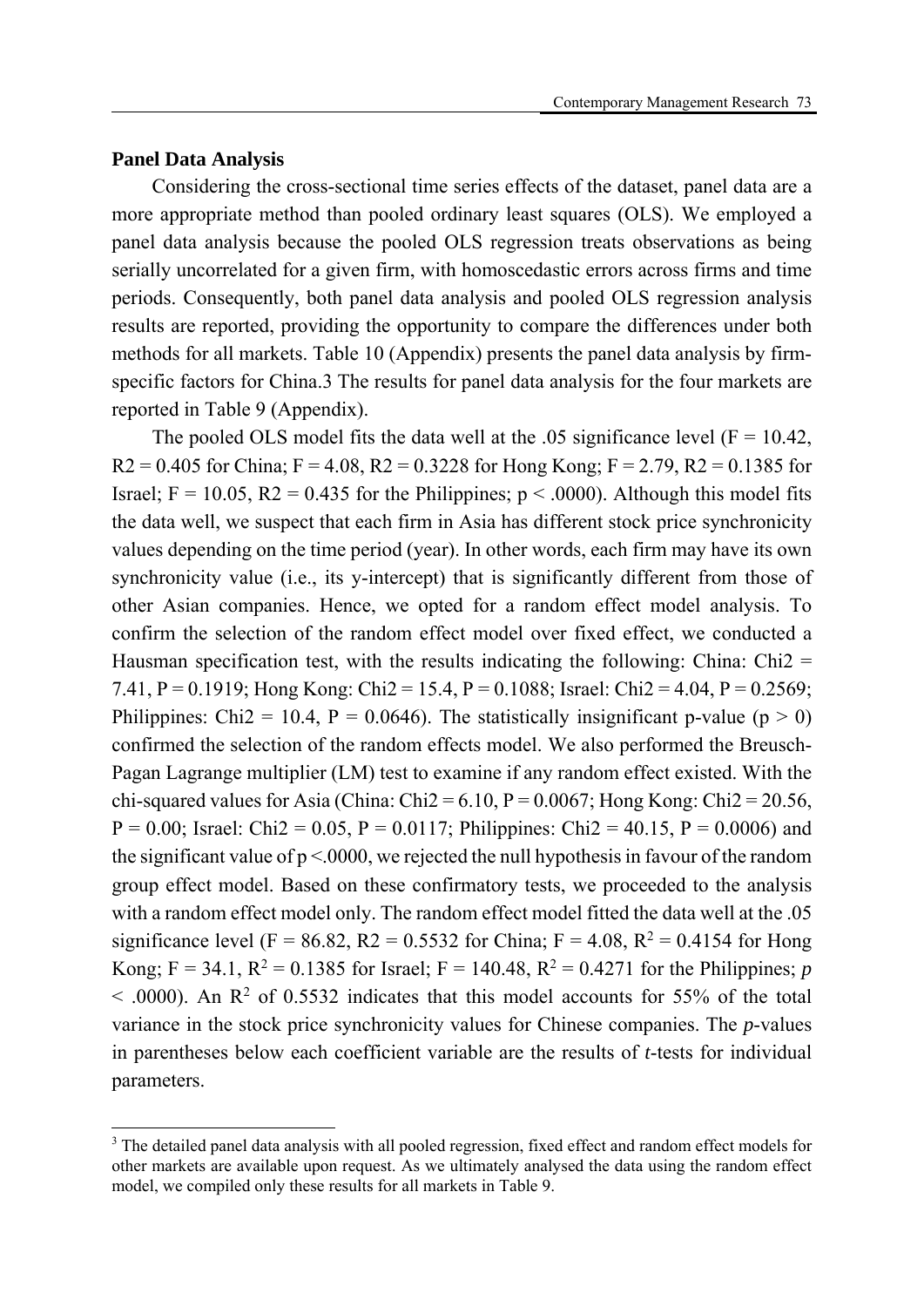## Panel Data Analysis

Considering the cross-sectional time series effects of the dataset, panel data are a more appropriate method than pooled ordinary least squares (OLS). We employed a panel data analysis because the pooled OLS regression treats observations as being serially uncorrelated for a given firm, with homoscedastic errors across firms and time periods. Consequently, both panel data analysis and pooled OLS regression analysis results are reported, providing the opportunity to compare the differences under both methods for all markets. Table 10 (Appendix) presents the panel data analysis by firm-specific factors for China.[3] The results for panel data analysis for the four markets are reported in Table 9 (Appendix).

The pooled OLS model fits the data well at the .05 significance level ($F = 10.42$, $R2 = 0.405$ for China; $F = 4.08$, $R2 = 0.3228$ for Hong Kong; $F = 2.79$, $R2 = 0.1385$ for Israel; $F = 10.05$, $R2 = 0.435$ for the Philippines; $p < .0000$). Although this model fits the data well, we suspect that each firm in Asia has different stock price synchronicity values depending on the time period (year). In other words, each firm may have its own synchronicity value (i.e., its y-intercept) that is significantly different from those of other Asian companies. Hence, we opted for a random effect model analysis. To confirm the selection of the random effect model over fixed effect, we conducted a Hausman specification test, with the results indicating the following: China: $Chi2 = 7.41$, $P = 0.1919$; Hong Kong: $Chi2 = 15.4$, $P = 0.1088$; Israel: $Chi2 = 4.04$, $P = 0.2569$; Philippines: $Chi2 = 10.4$, $P = 0.0646$). The statistically insignificant p-value ($p > 0$) confirmed the selection of the random effects model. We also performed the Breusch-Pagan Lagrange multiplier (LM) test to examine if any random effect existed. With the chi-squared values for Asia (China: $Chi2 = 6.10$, $P = 0.0067$; Hong Kong: $Chi2 = 20.56$, $P = 0.00$; Israel: $Chi2 = 0.05$, $P = 0.0117$; Philippines: $Chi2 = 40.15$, $P = 0.0006$) and the significant value of $p < .0000$, we rejected the null hypothesis in favour of the random group effect model. Based on these confirmatory tests, we proceeded to the analysis with a random effect model only. The random effect model fitted the data well at the .05 significance level ($F = 86.82$, $R2 = 0.5532$ for China; $F = 4.08$, $R^2 = 0.4154$ for Hong Kong; $F = 34.1$, $R^2 = 0.1385$ for Israel; $F = 140.48$, $R^2 = 0.4271$ for the Philippines; $p < .0000$). An $R^2$ of 0.5532 indicates that this model accounts for 55% of the total variance in the stock price synchronicity values for Chinese companies. The *p*-values in parentheses below each coefficient variable are the results of *t*-tests for individual parameters.

---

[3] The detailed panel data analysis with all pooled regression, fixed effect and random effect models for other markets are available upon request. As we ultimately analysed the data using the random effect model, we compiled only these results for all markets in Table 9.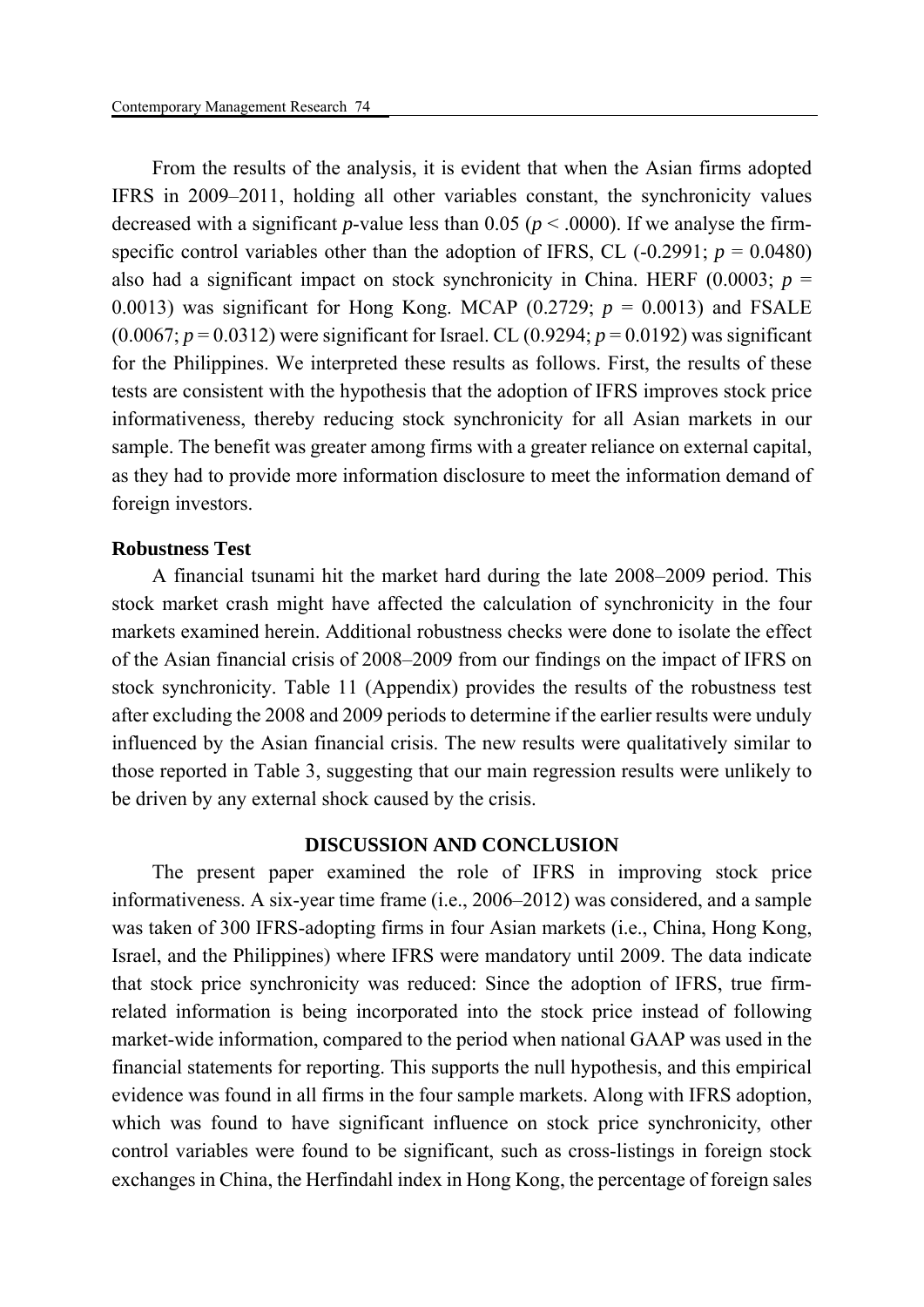From the results of the analysis, it is evident that when the Asian firms adopted IFRS in 2009–2011, holding all other variables constant, the synchronicity values decreased with a significant *p*-value less than 0.05 ($p < .0000$). If we analyse the firm-specific control variables other than the adoption of IFRS, CL (-0.2991; $p = 0.0480$) also had a significant impact on stock synchronicity in China. HERF (0.0003; $p = 0.0013$) was significant for Hong Kong. MCAP (0.2729; $p = 0.0013$) and FSALE (0.0067; $p = 0.0312$) were significant for Israel. CL (0.9294; $p = 0.0192$) was significant for the Philippines. We interpreted these results as follows. First, the results of these tests are consistent with the hypothesis that the adoption of IFRS improves stock price informativeness, thereby reducing stock synchronicity for all Asian markets in our sample. The benefit was greater among firms with a greater reliance on external capital, as they had to provide more information disclosure to meet the information demand of foreign investors.

**Robustness Test**

A financial tsunami hit the market hard during the late 2008–2009 period. This stock market crash might have affected the calculation of synchronicity in the four markets examined herein. Additional robustness checks were done to isolate the effect of the Asian financial crisis of 2008–2009 from our findings on the impact of IFRS on stock synchronicity. Table 11 (Appendix) provides the results of the robustness test after excluding the 2008 and 2009 periods to determine if the earlier results were unduly influenced by the Asian financial crisis. The new results were qualitatively similar to those reported in Table 3, suggesting that our main regression results were unlikely to be driven by any external shock caused by the crisis.

## DISCUSSION AND CONCLUSION

The present paper examined the role of IFRS in improving stock price informativeness. A six-year time frame (i.e., 2006–2012) was considered, and a sample was taken of 300 IFRS-adopting firms in four Asian markets (i.e., China, Hong Kong, Israel, and the Philippines) where IFRS were mandatory until 2009. The data indicate that stock price synchronicity was reduced: Since the adoption of IFRS, true firm-related information is being incorporated into the stock price instead of following market-wide information, compared to the period when national GAAP was used in the financial statements for reporting. This supports the null hypothesis, and this empirical evidence was found in all firms in the four sample markets. Along with IFRS adoption, which was found to have significant influence on stock price synchronicity, other control variables were found to be significant, such as cross-listings in foreign stock exchanges in China, the Herfindahl index in Hong Kong, the percentage of foreign sales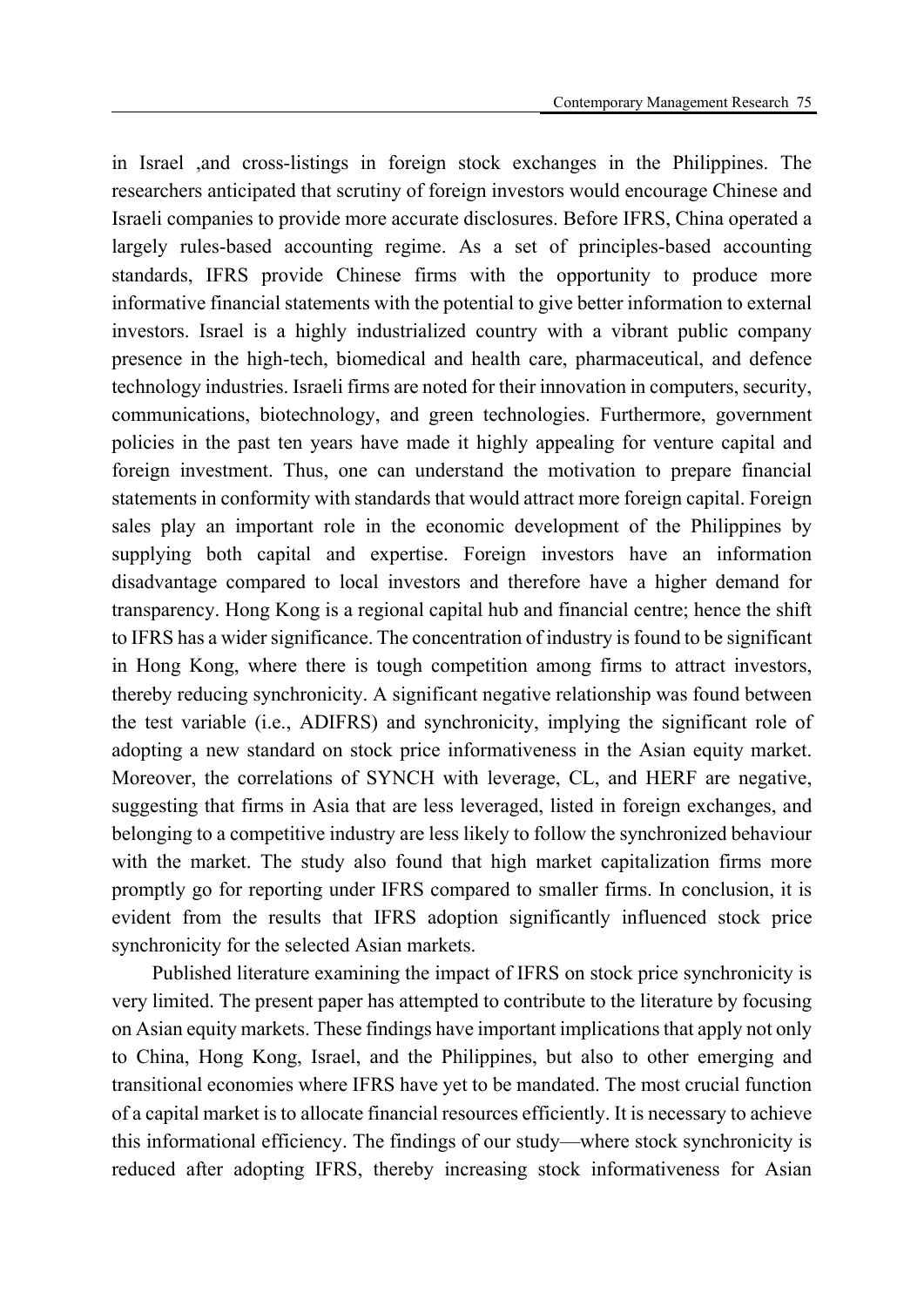in Israel ,and cross-listings in foreign stock exchanges in the Philippines. The researchers anticipated that scrutiny of foreign investors would encourage Chinese and Israeli companies to provide more accurate disclosures. Before IFRS, China operated a largely rules-based accounting regime. As a set of principles-based accounting standards, IFRS provide Chinese firms with the opportunity to produce more informative financial statements with the potential to give better information to external investors. Israel is a highly industrialized country with a vibrant public company presence in the high-tech, biomedical and health care, pharmaceutical, and defence technology industries. Israeli firms are noted for their innovation in computers, security, communications, biotechnology, and green technologies. Furthermore, government policies in the past ten years have made it highly appealing for venture capital and foreign investment. Thus, one can understand the motivation to prepare financial statements in conformity with standards that would attract more foreign capital. Foreign sales play an important role in the economic development of the Philippines by supplying both capital and expertise. Foreign investors have an information disadvantage compared to local investors and therefore have a higher demand for transparency. Hong Kong is a regional capital hub and financial centre; hence the shift to IFRS has a wider significance. The concentration of industry is found to be significant in Hong Kong, where there is tough competition among firms to attract investors, thereby reducing synchronicity. A significant negative relationship was found between the test variable (i.e., ADIFRS) and synchronicity, implying the significant role of adopting a new standard on stock price informativeness in the Asian equity market. Moreover, the correlations of SYNCH with leverage, CL, and HERF are negative, suggesting that firms in Asia that are less leveraged, listed in foreign exchanges, and belonging to a competitive industry are less likely to follow the synchronized behaviour with the market. The study also found that high market capitalization firms more promptly go for reporting under IFRS compared to smaller firms. In conclusion, it is evident from the results that IFRS adoption significantly influenced stock price synchronicity for the selected Asian markets.

Published literature examining the impact of IFRS on stock price synchronicity is very limited. The present paper has attempted to contribute to the literature by focusing on Asian equity markets. These findings have important implications that apply not only to China, Hong Kong, Israel, and the Philippines, but also to other emerging and transitional economies where IFRS have yet to be mandated. The most crucial function of a capital market is to allocate financial resources efficiently. It is necessary to achieve this informational efficiency. The findings of our study—where stock synchronicity is reduced after adopting IFRS, thereby increasing stock informativeness for Asian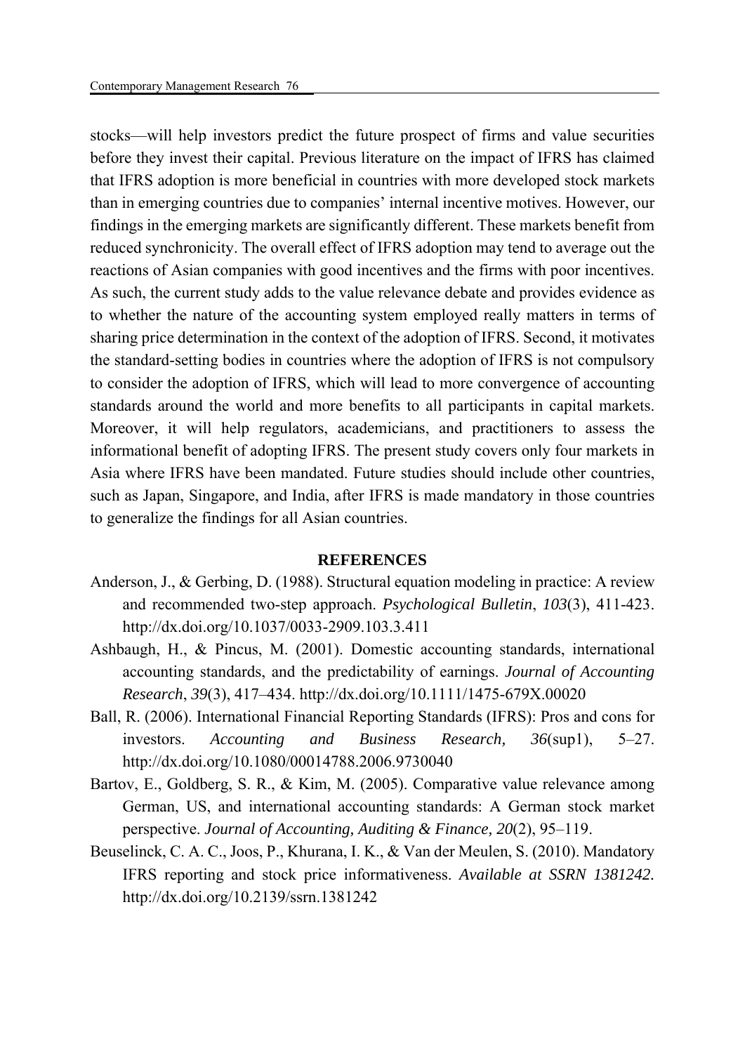stocks—will help investors predict the future prospect of firms and value securities before they invest their capital. Previous literature on the impact of IFRS has claimed that IFRS adoption is more beneficial in countries with more developed stock markets than in emerging countries due to companies' internal incentive motives. However, our findings in the emerging markets are significantly different. These markets benefit from reduced synchronicity. The overall effect of IFRS adoption may tend to average out the reactions of Asian companies with good incentives and the firms with poor incentives. As such, the current study adds to the value relevance debate and provides evidence as to whether the nature of the accounting system employed really matters in terms of sharing price determination in the context of the adoption of IFRS. Second, it motivates the standard-setting bodies in countries where the adoption of IFRS is not compulsory to consider the adoption of IFRS, which will lead to more convergence of accounting standards around the world and more benefits to all participants in capital markets. Moreover, it will help regulators, academicians, and practitioners to assess the informational benefit of adopting IFRS. The present study covers only four markets in Asia where IFRS have been mandated. Future studies should include other countries, such as Japan, Singapore, and India, after IFRS is made mandatory in those countries to generalize the findings for all Asian countries.

## REFERENCES

Anderson, J., & Gerbing, D. (1988). Structural equation modeling in practice: A review and recommended two-step approach. *Psychological Bulletin*, *103*(3), 411-423. http://dx.doi.org/10.1037/0033-2909.103.3.411

Ashbaugh, H., & Pincus, M. (2001). Domestic accounting standards, international accounting standards, and the predictability of earnings. *Journal of Accounting Research*, *39*(3), 417–434. http://dx.doi.org/10.1111/1475-679X.00020

Ball, R. (2006). International Financial Reporting Standards (IFRS): Pros and cons for investors. *Accounting and Business Research, 36*(sup1), 5–27. http://dx.doi.org/10.1080/00014788.2006.9730040

Bartov, E., Goldberg, S. R., & Kim, M. (2005). Comparative value relevance among German, US, and international accounting standards: A German stock market perspective. *Journal of Accounting, Auditing & Finance*, *20*(2), 95–119.

Beuselinck, C. A. C., Joos, P., Khurana, I. K., & Van der Meulen, S. (2010). Mandatory IFRS reporting and stock price informativeness. *Available at SSRN 1381242.* http://dx.doi.org/10.2139/ssrn.1381242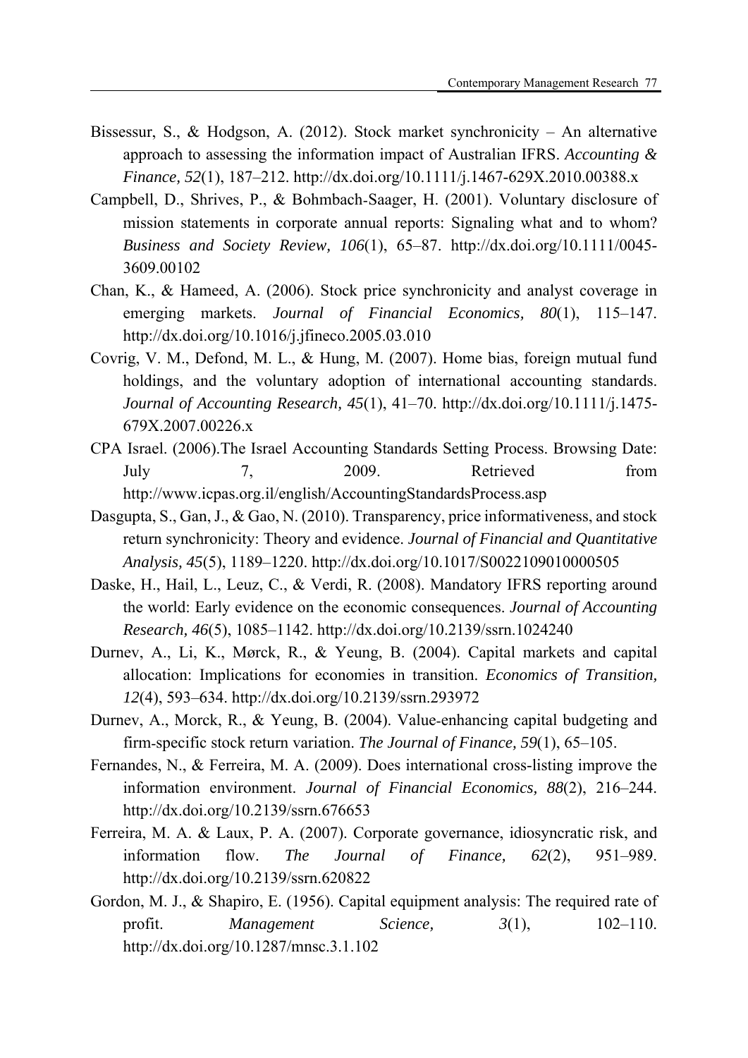Bissessur, S., & Hodgson, A. (2012). Stock market synchronicity – An alternative approach to assessing the information impact of Australian IFRS. *Accounting & Finance, 52*(1), 187–212. http://dx.doi.org/10.1111/j.1467-629X.2010.00388.x

Campbell, D., Shrives, P., & Bohmbach-Saager, H. (2001). Voluntary disclosure of mission statements in corporate annual reports: Signaling what and to whom? *Business and Society Review, 106*(1), 65–87. http://dx.doi.org/10.1111/0045-3609.00102

Chan, K., & Hameed, A. (2006). Stock price synchronicity and analyst coverage in emerging markets. *Journal of Financial Economics, 80*(1), 115–147. http://dx.doi.org/10.1016/j.jfineco.2005.03.010

Covrig, V. M., Defond, M. L., & Hung, M. (2007). Home bias, foreign mutual fund holdings, and the voluntary adoption of international accounting standards. *Journal of Accounting Research, 45*(1), 41–70. http://dx.doi.org/10.1111/j.1475-679X.2007.00226.x

CPA Israel. (2006).The Israel Accounting Standards Setting Process. Browsing Date: July 7, 2009. Retrieved from http://www.icpas.org.il/english/AccountingStandardsProcess.asp

Dasgupta, S., Gan, J., & Gao, N. (2010). Transparency, price informativeness, and stock return synchronicity: Theory and evidence. *Journal of Financial and Quantitative Analysis, 45*(5), 1189–1220. http://dx.doi.org/10.1017/S0022109010000505

Daske, H., Hail, L., Leuz, C., & Verdi, R. (2008). Mandatory IFRS reporting around the world: Early evidence on the economic consequences. *Journal of Accounting Research, 46*(5), 1085–1142. http://dx.doi.org/10.2139/ssrn.1024240

Durnev, A., Li, K., Mørck, R., & Yeung, B. (2004). Capital markets and capital allocation: Implications for economies in transition. *Economics of Transition, 12*(4), 593–634. http://dx.doi.org/10.2139/ssrn.293972

Durnev, A., Morck, R., & Yeung, B. (2004). Value-enhancing capital budgeting and firm-specific stock return variation. *The Journal of Finance, 59*(1), 65–105.

Fernandes, N., & Ferreira, M. A. (2009). Does international cross-listing improve the information environment. *Journal of Financial Economics, 88*(2), 216–244. http://dx.doi.org/10.2139/ssrn.676653

Ferreira, M. A. & Laux, P. A. (2007). Corporate governance, idiosyncratic risk, and information flow. *The Journal of Finance, 62*(2), 951–989. http://dx.doi.org/10.2139/ssrn.620822

Gordon, M. J., & Shapiro, E. (1956). Capital equipment analysis: The required rate of profit. *Management Science, 3*(1), 102–110. http://dx.doi.org/10.1287/mnsc.3.1.102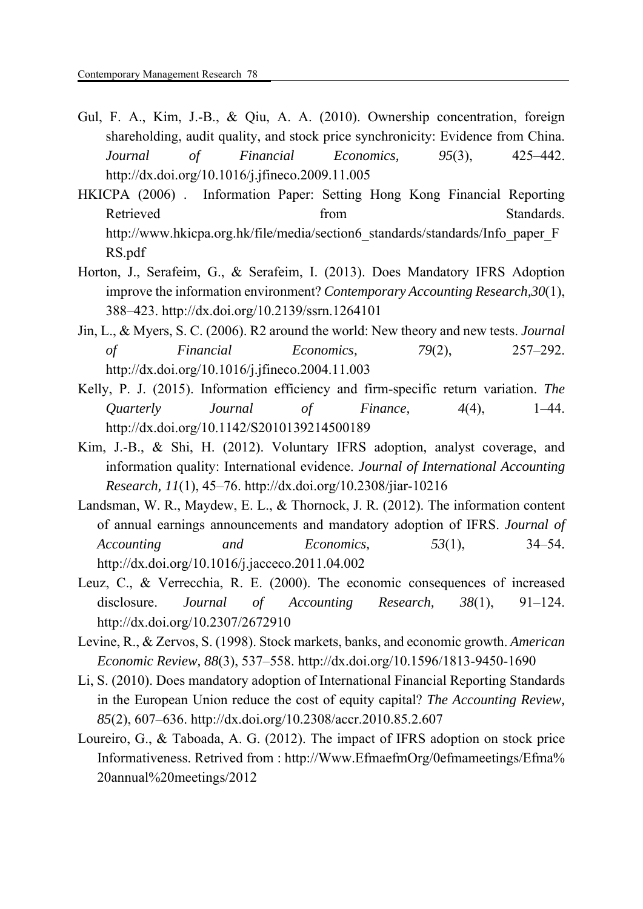Gul, F. A., Kim, J.-B., & Qiu, A. A. (2010). Ownership concentration, foreign shareholding, audit quality, and stock price synchronicity: Evidence from China. *Journal of Financial Economics, 95*(3), 425–442. http://dx.doi.org/10.1016/j.jfineco.2009.11.005

HKICPA (2006) . Information Paper: Setting Hong Kong Financial Reporting Retrieved from Standards. http://www.hkicpa.org.hk/file/media/section6_standards/standards/Info_paper_FRS.pdf

Horton, J., Serafeim, G., & Serafeim, I. (2013). Does Mandatory IFRS Adoption improve the information environment? *Contemporary Accounting Research,30*(1), 388–423. http://dx.doi.org/10.2139/ssrn.1264101

Jin, L., & Myers, S. C. (2006). R2 around the world: New theory and new tests. *Journal of Financial Economics, 79*(2), 257–292. http://dx.doi.org/10.1016/j.jfineco.2004.11.003

Kelly, P. J. (2015). Information efficiency and firm-specific return variation. *The Quarterly Journal of Finance, 4*(4), 1–44. http://dx.doi.org/10.1142/S2010139214500189

Kim, J.-B., & Shi, H. (2012). Voluntary IFRS adoption, analyst coverage, and information quality: International evidence. *Journal of International Accounting Research, 11*(1), 45–76. http://dx.doi.org/10.2308/jiar-10216

Landsman, W. R., Maydew, E. L., & Thornock, J. R. (2012). The information content of annual earnings announcements and mandatory adoption of IFRS. *Journal of Accounting and Economics, 53*(1), 34–54. http://dx.doi.org/10.1016/j.jacceco.2011.04.002

Leuz, C., & Verrecchia, R. E. (2000). The economic consequences of increased disclosure. *Journal of Accounting Research, 38*(1), 91–124. http://dx.doi.org/10.2307/2672910

Levine, R., & Zervos, S. (1998). Stock markets, banks, and economic growth. *American Economic Review, 88*(3), 537–558. http://dx.doi.org/10.1596/1813-9450-1690

Li, S. (2010). Does mandatory adoption of International Financial Reporting Standards in the European Union reduce the cost of equity capital? *The Accounting Review, 85*(2), 607–636. http://dx.doi.org/10.2308/accr.2010.85.2.607

Loureiro, G., & Taboada, A. G. (2012). The impact of IFRS adoption on stock price Informativeness. Retrived from : http://Www.EfmaefmOrg/0efmameetings/Efma%20annual%20meetings/2012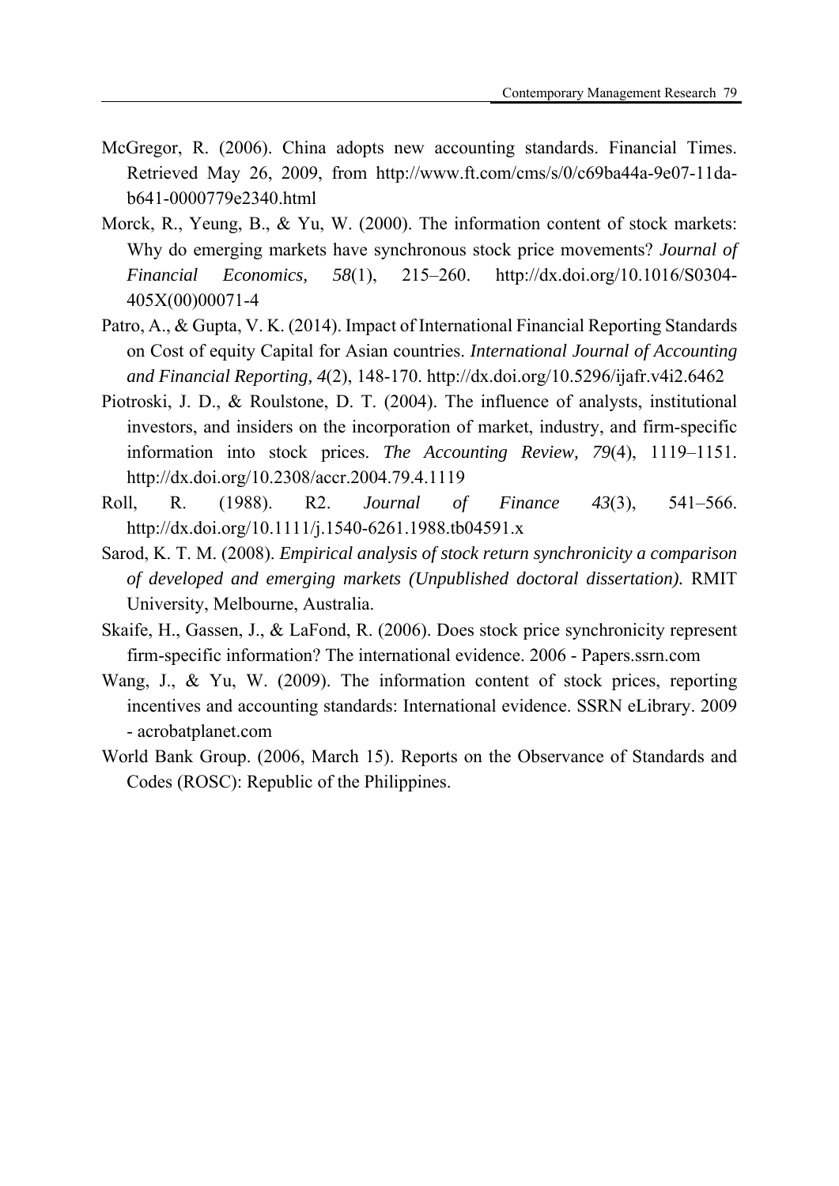McGregor, R. (2006). China adopts new accounting standards. Financial Times. Retrieved May 26, 2009, from http://www.ft.com/cms/s/0/c69ba44a-9e07-11da-b641-0000779e2340.html

Morck, R., Yeung, B., & Yu, W. (2000). The information content of stock markets: Why do emerging markets have synchronous stock price movements? *Journal of Financial Economics, 58*(1), 215–260. http://dx.doi.org/10.1016/S0304-405X(00)00071-4

Patro, A., & Gupta, V. K. (2014). Impact of International Financial Reporting Standards on Cost of equity Capital for Asian countries. *International Journal of Accounting and Financial Reporting, 4*(2), 148-170. http://dx.doi.org/10.5296/ijafr.v4i2.6462

Piotroski, J. D., & Roulstone, D. T. (2004). The influence of analysts, institutional investors, and insiders on the incorporation of market, industry, and firm-specific information into stock prices. *The Accounting Review, 79*(4), 1119–1151. http://dx.doi.org/10.2308/accr.2004.79.4.1119

Roll, R. (1988). R2. *Journal of Finance 43*(3), 541–566. http://dx.doi.org/10.1111/j.1540-6261.1988.tb04591.x

Sarod, K. T. M. (2008). *Empirical analysis of stock return synchronicity a comparison of developed and emerging markets (Unpublished doctoral dissertation).* RMIT University, Melbourne, Australia.

Skaife, H., Gassen, J., & LaFond, R. (2006). Does stock price synchronicity represent firm-specific information? The international evidence. 2006 - Papers.ssrn.com

Wang, J., & Yu, W. (2009). The information content of stock prices, reporting incentives and accounting standards: International evidence. SSRN eLibrary. 2009 - acrobatplanet.com

World Bank Group. (2006, March 15). Reports on the Observance of Standards and Codes (ROSC): Republic of the Philippines.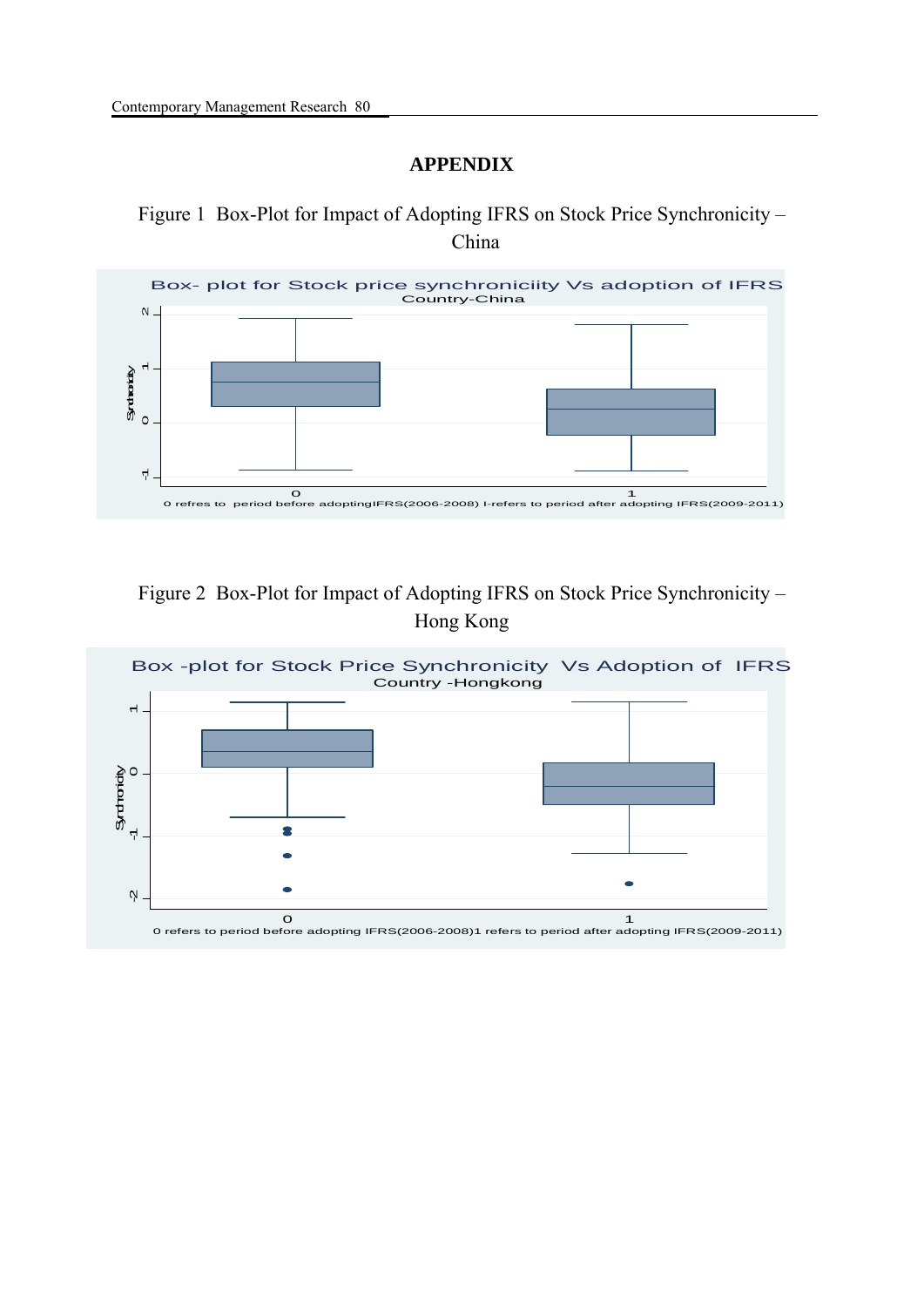# APPENDIX

Figure 1 Box-Plot for Impact of Adopting IFRS on Stock Price Synchronicity – China

Figure 2 Box-Plot for Impact of Adopting IFRS on Stock Price Synchronicity – Hong Kong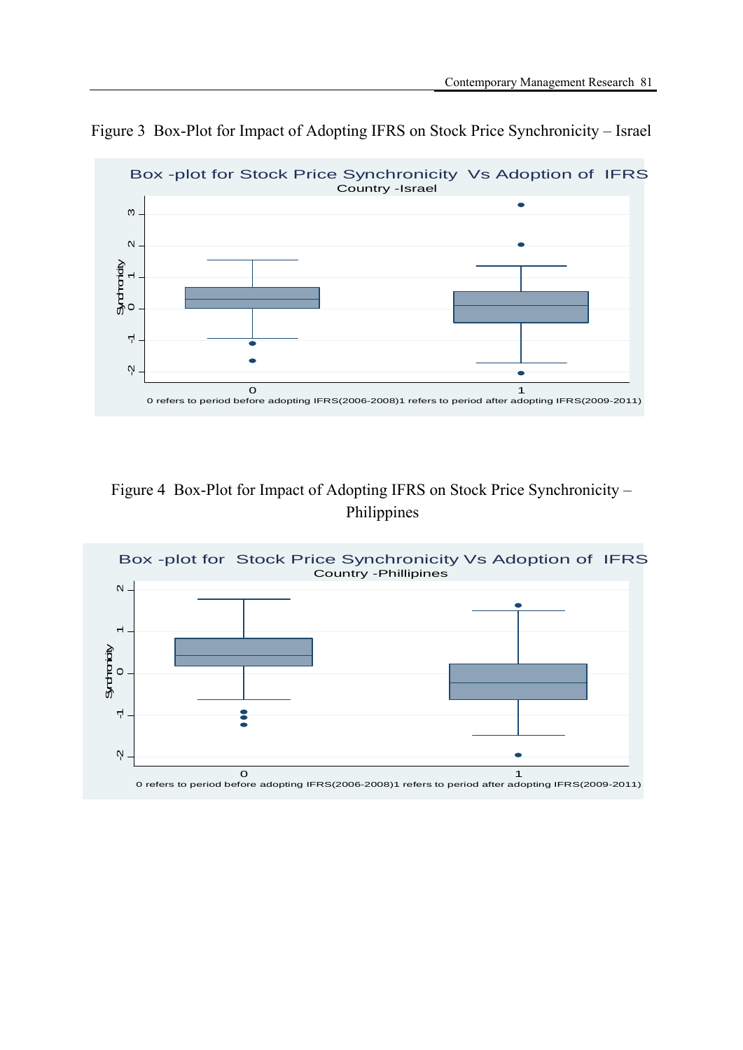Figure 3 Box-Plot for Impact of Adopting IFRS on Stock Price Synchronicity – Israel

Figure 4 Box-Plot for Impact of Adopting IFRS on Stock Price Synchronicity – Philippines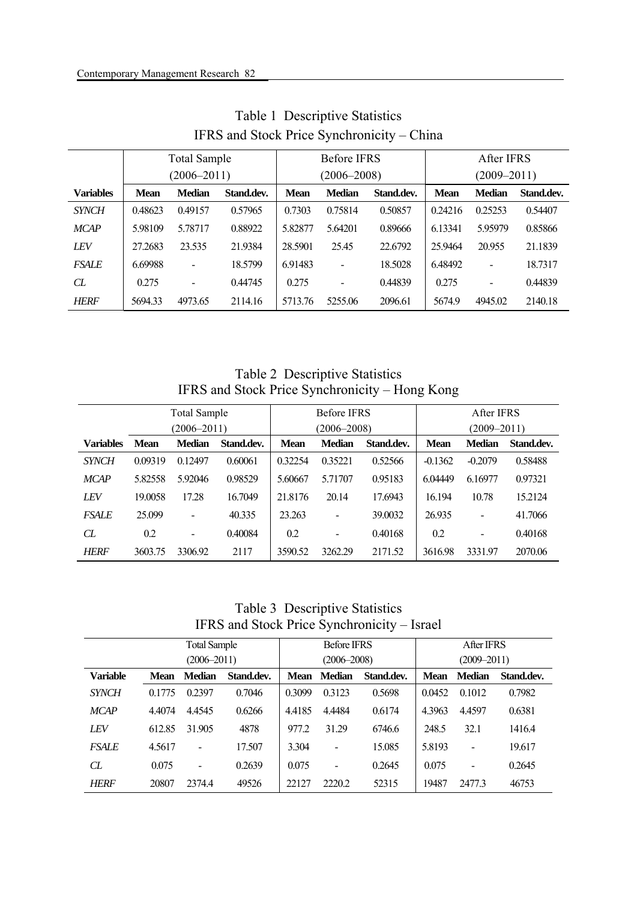Table 1 Descriptive Statistics
IFRS and Stock Price Synchronicity – China

| | Total Sample (2006–2011) | | | Before IFRS (2006–2008) | | | After IFRS (2009–2011) | | |
|---|---|---|---|---|---|---|---|---|---|
| **Variables** | **Mean** | **Median** | **Stand.dev.** | **Mean** | **Median** | **Stand.dev.** | **Mean** | **Median** | **Stand.dev.** |
| *SYNCH* | 0.48623 | 0.49157 | 0.57965 | 0.7303 | 0.75814 | 0.50857 | 0.24216 | 0.25253 | 0.54407 |
| *MCAP* | 5.98109 | 5.78717 | 0.88922 | 5.82877 | 5.64201 | 0.89666 | 6.13341 | 5.95979 | 0.85866 |
| *LEV* | 27.2683 | 23.535 | 21.9384 | 28.5901 | 25.45 | 22.6792 | 25.9464 | 20.955 | 21.1839 |
| *FSALE* | 6.69988 | - | 18.5799 | 6.91483 | - | 18.5028 | 6.48492 | - | 18.7317 |
| *CL* | 0.275 | - | 0.44745 | 0.275 | - | 0.44839 | 0.275 | - | 0.44839 |
| *HERF* | 5694.33 | 4973.65 | 2114.16 | 5713.76 | 5255.06 | 2096.61 | 5674.9 | 4945.02 | 2140.18 |

Table 2 Descriptive Statistics
IFRS and Stock Price Synchronicity – Hong Kong

| | Total Sample (2006–2011) | | | Before IFRS (2006–2008) | | | After IFRS (2009–2011) | | |
|---|---|---|---|---|---|---|---|---|---|
| **Variables** | **Mean** | **Median** | **Stand.dev.** | **Mean** | **Median** | **Stand.dev.** | **Mean** | **Median** | **Stand.dev.** |
| *SYNCH* | 0.09319 | 0.12497 | 0.60061 | 0.32254 | 0.35221 | 0.52566 | -0.1362 | -0.2079 | 0.58488 |
| *MCAP* | 5.82558 | 5.92046 | 0.98529 | 5.60667 | 5.71707 | 0.95183 | 6.04449 | 6.16977 | 0.97321 |
| *LEV* | 19.0058 | 17.28 | 16.7049 | 21.8176 | 20.14 | 17.6943 | 16.194 | 10.78 | 15.2124 |
| *FSALE* | 25.099 | - | 40.335 | 23.263 | - | 39.0032 | 26.935 | - | 41.7066 |
| *CL* | 0.2 | - | 0.40084 | 0.2 | - | 0.40168 | 0.2 | - | 0.40168 |
| *HERF* | 3603.75 | 3306.92 | 2117 | 3590.52 | 3262.29 | 2171.52 | 3616.98 | 3331.97 | 2070.06 |

Table 3 Descriptive Statistics
IFRS and Stock Price Synchronicity – Israel

| | Total Sample (2006–2011) | | | Before IFRS (2006–2008) | | | After IFRS (2009–2011) | | |
|---|---|---|---|---|---|---|---|---|---|
| **Variable** | **Mean** | **Median** | **Stand.dev.** | **Mean** | **Median** | **Stand.dev.** | **Mean** | **Median** | **Stand.dev.** |
| *SYNCH* | 0.1775 | 0.2397 | 0.7046 | 0.3099 | 0.3123 | 0.5698 | 0.0452 | 0.1012 | 0.7982 |
| *MCAP* | 4.4074 | 4.4545 | 0.6266 | 4.4185 | 4.4484 | 0.6174 | 4.3963 | 4.4597 | 0.6381 |
| *LEV* | 612.85 | 31.905 | 4878 | 977.2 | 31.29 | 6746.6 | 248.5 | 32.1 | 1416.4 |
| *FSALE* | 4.5617 | - | 17.507 | 3.304 | - | 15.085 | 5.8193 | - | 19.617 |
| *CL* | 0.075 | - | 0.2639 | 0.075 | - | 0.2645 | 0.075 | - | 0.2645 |
| *HERF* | 20807 | 2374.4 | 49526 | 22127 | 2220.2 | 52315 | 19487 | 2477.3 | 46753 |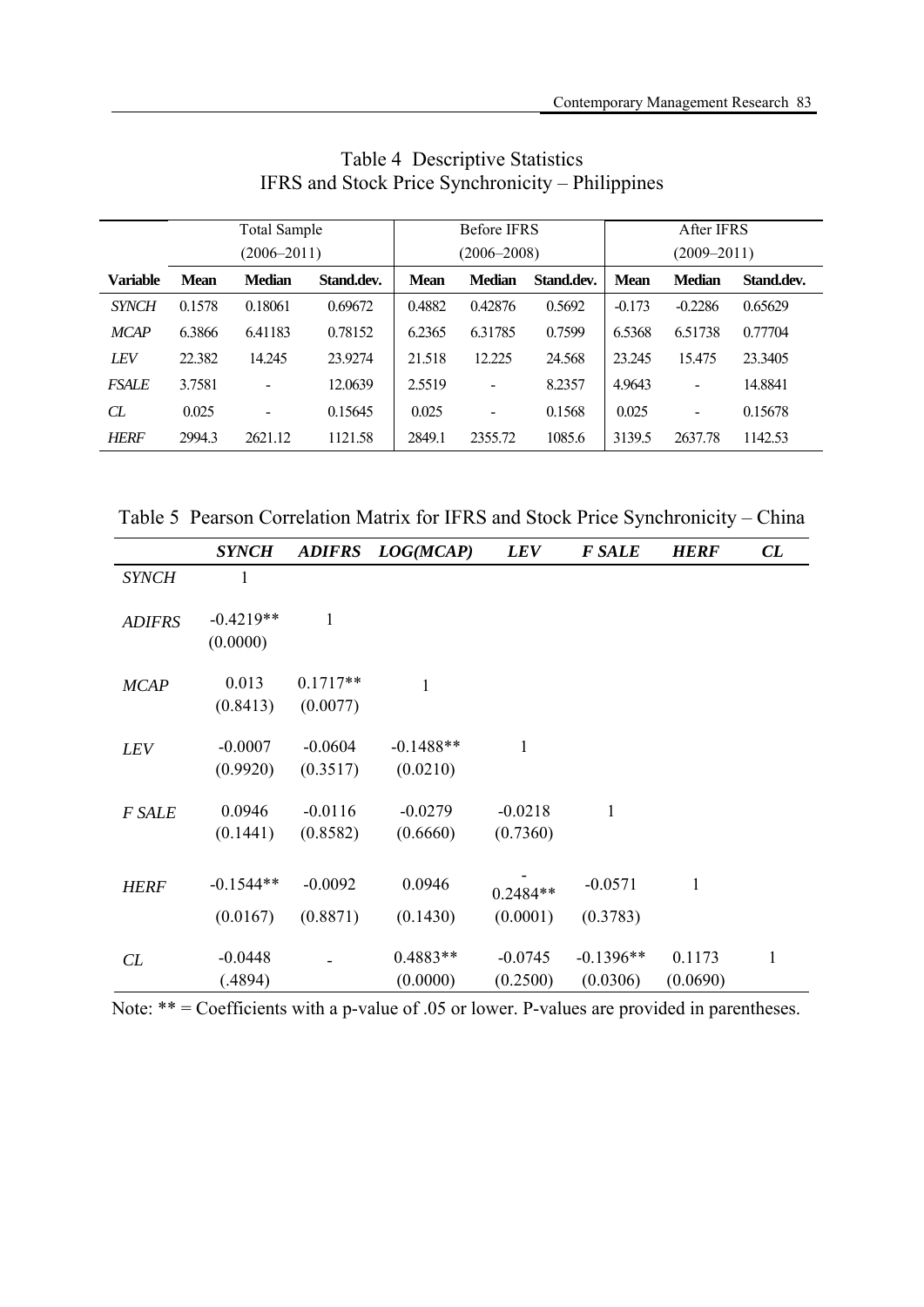Table 4 Descriptive Statistics
IFRS and Stock Price Synchronicity – Philippines

| | Total Sample (2006–2011) | | | Before IFRS (2006–2008) | | | After IFRS (2009–2011) | | |
|---|---|---|---|---|---|---|---|---|---|
| **Variable** | **Mean** | **Median** | **Stand.dev.** | **Mean** | **Median** | **Stand.dev.** | **Mean** | **Median** | **Stand.dev.** |
| *SYNCH* | 0.1578 | 0.18061 | 0.69672 | 0.4882 | 0.42876 | 0.5692 | -0.173 | -0.2286 | 0.65629 |
| *MCAP* | 6.3866 | 6.41183 | 0.78152 | 6.2365 | 6.31785 | 0.7599 | 6.5368 | 6.51738 | 0.77704 |
| *LEV* | 22.382 | 14.245 | 23.9274 | 21.518 | 12.225 | 24.568 | 23.245 | 15.475 | 23.3405 |
| *FSALE* | 3.7581 | - | 12.0639 | 2.5519 | - | 8.2357 | 4.9643 | - | 14.8841 |
| *CL* | 0.025 | - | 0.15645 | 0.025 | - | 0.1568 | 0.025 | - | 0.15678 |
| *HERF* | 2994.3 | 2621.12 | 1121.58 | 2849.1 | 2355.72 | 1085.6 | 3139.5 | 2637.78 | 1142.53 |

Table 5 Pearson Correlation Matrix for IFRS and Stock Price Synchronicity – China

| | ***SYNCH*** | ***ADIFRS*** | ***LOG(MCAP)*** | ***LEV*** | ***F SALE*** | ***HERF*** | ***CL*** |
|---|---|---|---|---|---|---|---|
| *SYNCH* | 1 | | | | | | |
| *ADIFRS* | -0.4219** (0.0000) | 1 | | | | | |
| *MCAP* | 0.013 (0.8413) | 0.1717** (0.0077) | 1 | | | | |
| *LEV* | -0.0007 (0.9920) | -0.0604 (0.3517) | -0.1488** (0.0210) | 1 | | | |
| *F SALE* | 0.0946 (0.1441) | -0.0116 (0.8582) | -0.0279 (0.6660) | -0.0218 (0.7360) | 1 | | |
| *HERF* | -0.1544** (0.0167) | -0.0092 (0.8871) | 0.0946 (0.1430) | -0.2484** (0.0001) | -0.0571 (0.3783) | 1 | |
| *CL* | -0.0448 (.4894) | - | 0.4883** (0.0000) | -0.0745 (0.2500) | -0.1396** (0.0306) | 0.1173 (0.0690) | 1 |

Note: ** = Coefficients with a p-value of .05 or lower. P-values are provided in parentheses.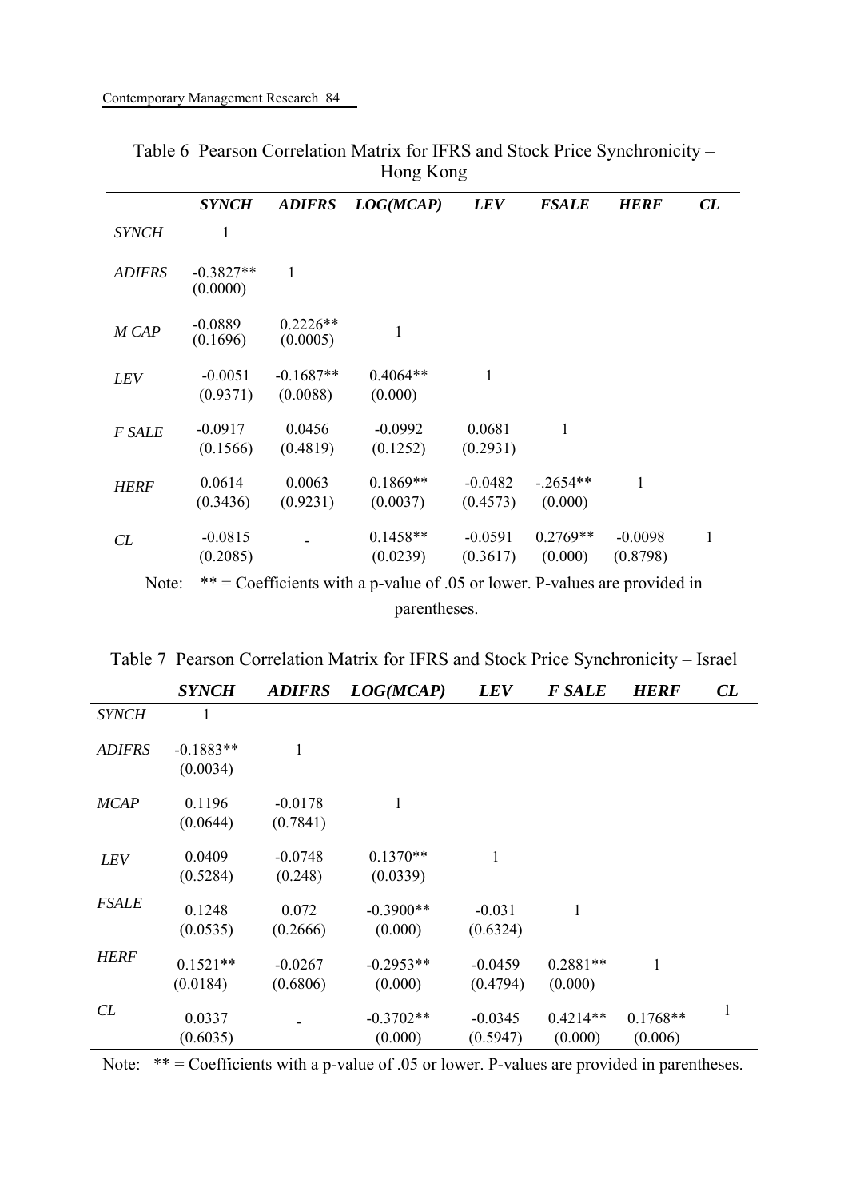Table 6 Pearson Correlation Matrix for IFRS and Stock Price Synchronicity – Hong Kong

| | ***SYNCH*** | ***ADIFRS*** | ***LOG(MCAP)*** | ***LEV*** | ***FSALE*** | ***HERF*** | ***CL*** |
|---|---|---|---|---|---|---|---|
| *SYNCH* | 1 | | | | | | |
| *ADIFRS* | -0.3827** (0.0000) | 1 | | | | | |
| *M CAP* | -0.0889 (0.1696) | 0.2226** (0.0005) | 1 | | | | |
| *LEV* | -0.0051 (0.9371) | -0.1687** (0.0088) | 0.4064** (0.000) | 1 | | | |
| *F SALE* | -0.0917 (0.1566) | 0.0456 (0.4819) | -0.0992 (0.1252) | 0.0681 (0.2931) | 1 | | |
| *HERF* | 0.0614 (0.3436) | 0.0063 (0.9231) | 0.1869** (0.0037) | -0.0482 (0.4573) | -.2654** (0.000) | 1 | |
| *CL* | -0.0815 (0.2085) | - | 0.1458** (0.0239) | -0.0591 (0.3617) | 0.2769** (0.000) | -0.0098 (0.8798) | 1 |

Note: ** = Coefficients with a p-value of .05 or lower. P-values are provided in parentheses.

Table 7 Pearson Correlation Matrix for IFRS and Stock Price Synchronicity – Israel

| | ***SYNCH*** | ***ADIFRS*** | ***LOG(MCAP)*** | ***LEV*** | ***F SALE*** | ***HERF*** | ***CL*** |
|---|---|---|---|---|---|---|---|
| *SYNCH* | 1 | | | | | | |
| *ADIFRS* | -0.1883** (0.0034) | 1 | | | | | |
| *MCAP* | 0.1196 (0.0644) | -0.0178 (0.7841) | 1 | | | | |
| *LEV* | 0.0409 (0.5284) | -0.0748 (0.248) | 0.1370** (0.0339) | 1 | | | |
| *FSALE* | 0.1248 (0.0535) | 0.072 (0.2666) | -0.3900** (0.000) | -0.031 (0.6324) | 1 | | |
| *HERF* | 0.1521** (0.0184) | -0.0267 (0.6806) | -0.2953** (0.000) | -0.0459 (0.4794) | 0.2881** (0.000) | 1 | |
| *CL* | 0.0337 (0.6035) | - | -0.3702** (0.000) | -0.0345 (0.5947) | 0.4214** (0.000) | 0.1768** (0.006) | 1 |

Note: ** = Coefficients with a p-value of .05 or lower. P-values are provided in parentheses.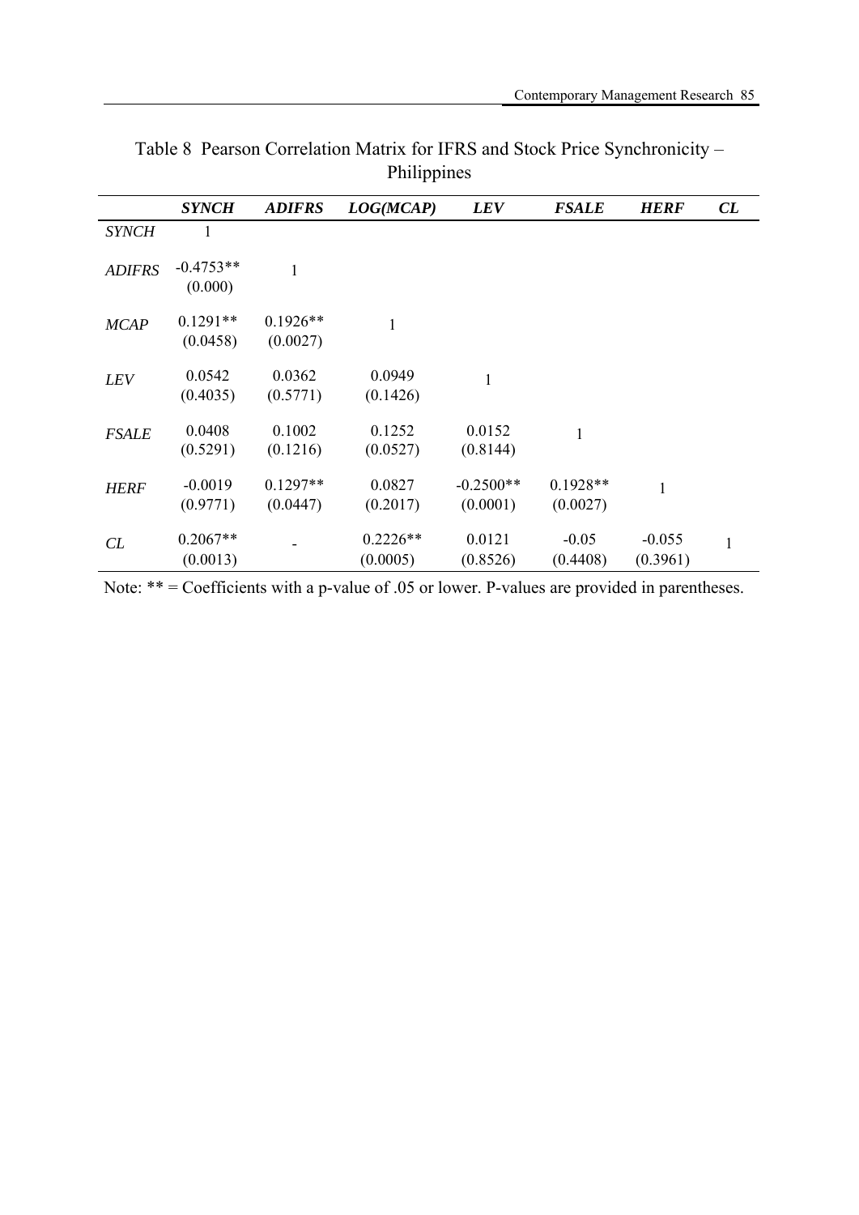Table 8 Pearson Correlation Matrix for IFRS and Stock Price Synchronicity – Philippines

| | ***SYNCH*** | ***ADIFRS*** | ***LOG(MCAP)*** | ***LEV*** | ***FSALE*** | ***HERF*** | ***CL*** |
|---|---|---|---|---|---|---|---|
| *SYNCH* | 1 | | | | | | |
| *ADIFRS* | -0.4753** (0.000) | 1 | | | | | |
| *MCAP* | 0.1291** (0.0458) | 0.1926** (0.0027) | 1 | | | | |
| *LEV* | 0.0542 (0.4035) | 0.0362 (0.5771) | 0.0949 (0.1426) | 1 | | | |
| *FSALE* | 0.0408 (0.5291) | 0.1002 (0.1216) | 0.1252 (0.0527) | 0.0152 (0.8144) | 1 | | |
| *HERF* | -0.0019 (0.9771) | 0.1297** (0.0447) | 0.0827 (0.2017) | -0.2500** (0.0001) | 0.1928** (0.0027) | 1 | |
| *CL* | 0.2067** (0.0013) | - | 0.2226** (0.0005) | 0.0121 (0.8526) | -0.05 (0.4408) | -0.055 (0.3961) | 1 |

Note: ** = Coefficients with a p-value of .05 or lower. P-values are provided in parentheses.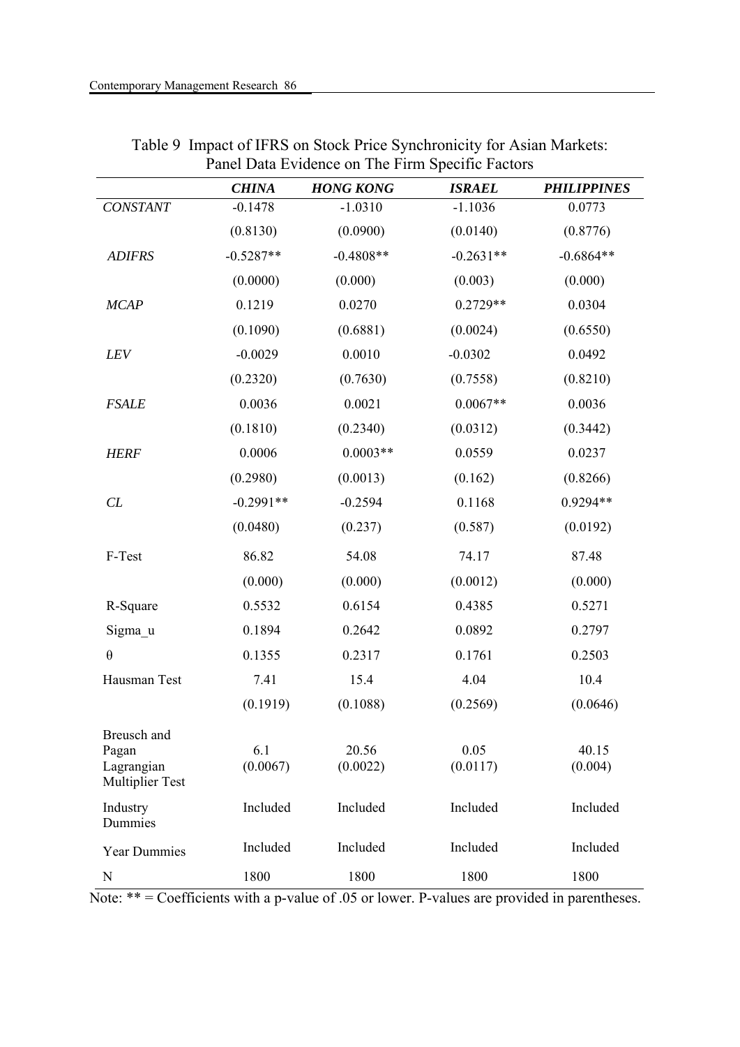Table 9 Impact of IFRS on Stock Price Synchronicity for Asian Markets: Panel Data Evidence on The Firm Specific Factors

| | ***CHINA*** | ***HONG KONG*** | ***ISRAEL*** | ***PHILIPPINES*** |
|---|---|---|---|---|
| *CONSTANT* | -0.1478 | -1.0310 | -1.1036 | 0.0773 |
| | (0.8130) | (0.0900) | (0.0140) | (0.8776) |
| *ADIFRS* | -0.5287** | -0.4808** | -0.2631** | -0.6864** |
| | (0.0000) | (0.000) | (0.003) | (0.000) |
| *MCAP* | 0.1219 | 0.0270 | 0.2729** | 0.0304 |
| | (0.1090) | (0.6881) | (0.0024) | (0.6550) |
| *LEV* | -0.0029 | 0.0010 | -0.0302 | 0.0492 |
| | (0.2320) | (0.7630) | (0.7558) | (0.8210) |
| *FSALE* | 0.0036 | 0.0021 | 0.0067** | 0.0036 |
| | (0.1810) | (0.2340) | (0.0312) | (0.3442) |
| *HERF* | 0.0006 | 0.0003** | 0.0559 | 0.0237 |
| | (0.2980) | (0.0013) | (0.162) | (0.8266) |
| *CL* | -0.2991** | -0.2594 | 0.1168 | 0.9294** |
| | (0.0480) | (0.237) | (0.587) | (0.0192) |
| F-Test | 86.82 | 54.08 | 74.17 | 87.48 |
| | (0.000) | (0.000) | (0.0012) | (0.000) |
| R-Square | 0.5532 | 0.6154 | 0.4385 | 0.5271 |
| Sigma_u | 0.1894 | 0.2642 | 0.0892 | 0.2797 |
| $\theta$ | 0.1355 | 0.2317 | 0.1761 | 0.2503 |
| Hausman Test | 7.41 | 15.4 | 4.04 | 10.4 |
| | (0.1919) | (0.1088) | (0.2569) | (0.0646) |
| Breusch and Pagan Lagrangian Multiplier Test | 6.1 (0.0067) | 20.56 (0.0022) | 0.05 (0.0117) | 40.15 (0.004) |
| Industry Dummies | Included | Included | Included | Included |
| Year Dummies | Included | Included | Included | Included |
| N | 1800 | 1800 | 1800 | 1800 |

Note: ** = Coefficients with a p-value of .05 or lower. P-values are provided in parentheses.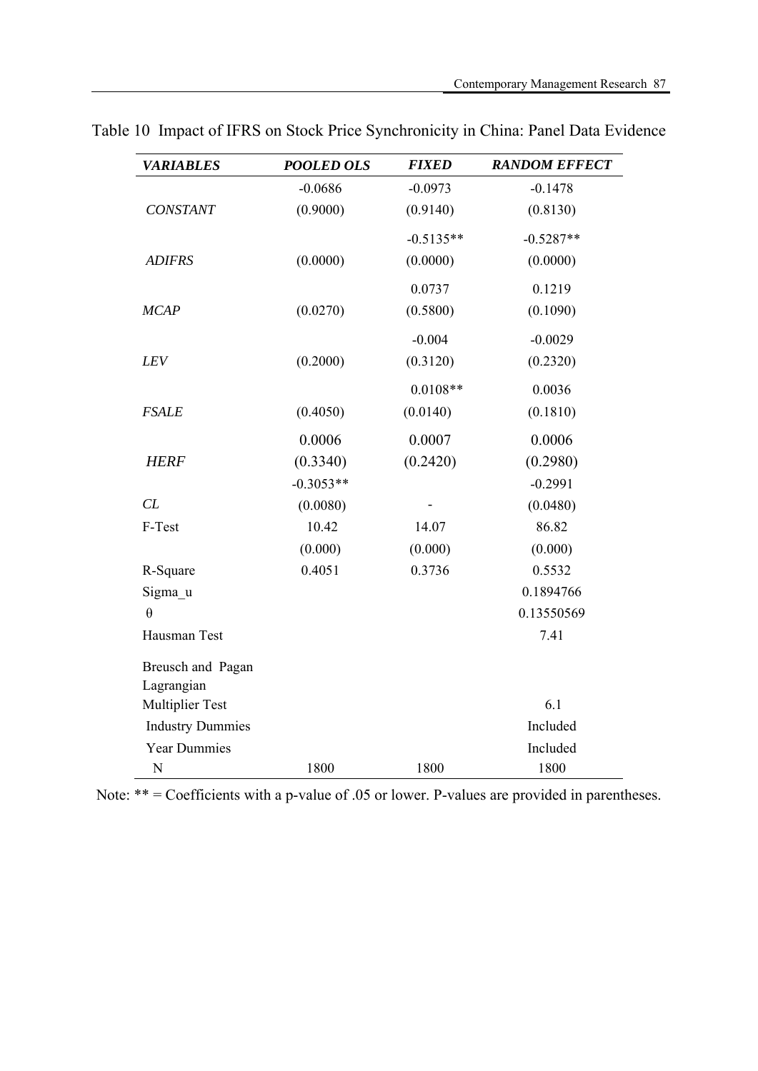Table 10 Impact of IFRS on Stock Price Synchronicity in China: Panel Data Evidence

| *VARIABLES* | *POOLED OLS* | *FIXED* | *RANDOM EFFECT* |
|---|---|---|---|
| *CONSTANT* | -0.0686<br>(0.9000) | -0.0973<br>(0.9140) | -0.1478<br>(0.8130) |
| *ADIFRS* | (0.0000) | -0.5135**<br>(0.0000) | -0.5287**<br>(0.0000) |
| *MCAP* | (0.0270) | 0.0737<br>(0.5800) | 0.1219<br>(0.1090) |
| *LEV* | (0.2000) | -0.004<br>(0.3120) | -0.0029<br>(0.2320) |
| *FSALE* | (0.4050) | 0.0108**<br>(0.0140) | 0.0036<br>(0.1810) |
| *HERF* | 0.0006<br>(0.3340) | 0.0007<br>(0.2420) | 0.0006<br>(0.2980) |
| *CL* | -0.3053**<br>(0.0080) | - | -0.2991<br>(0.0480) |
| F-Test | 10.42<br>(0.000) | 14.07<br>(0.000) | 86.82<br>(0.000) |
| R-Square | 0.4051 | 0.3736 | 0.5532 |
| Sigma_u | | | 0.1894766 |
| θ | | | 0.13550569 |
| Hausman Test | | | 7.41 |
| Breusch and Pagan Lagrangian Multiplier Test | | | 6.1 |
| Industry Dummies | | | Included |
| Year Dummies | | | Included |
| N | 1800 | 1800 | 1800 |

Note: ** = Coefficients with a p-value of .05 or lower. P-values are provided in parentheses.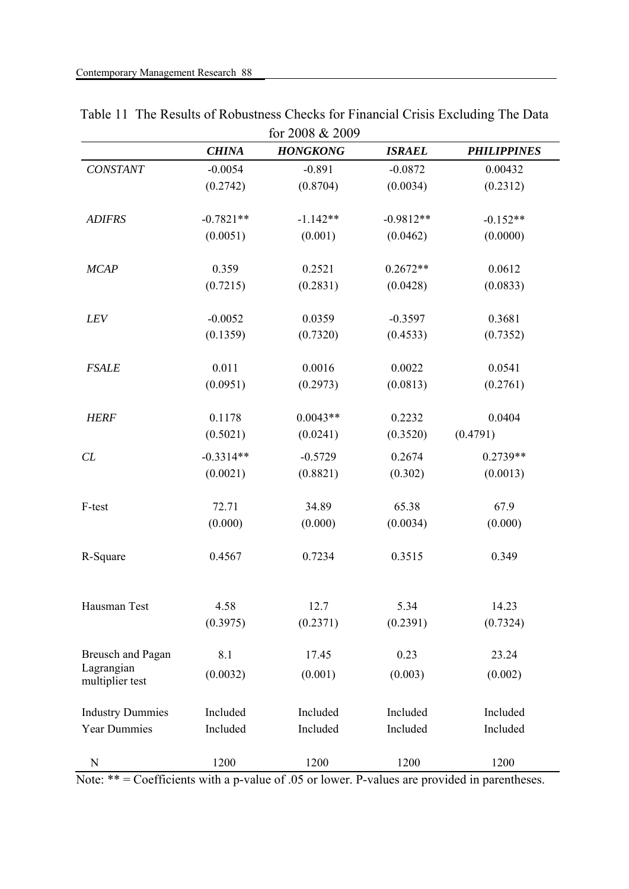Table 11 The Results of Robustness Checks for Financial Crisis Excluding The Data for 2008 & 2009

| | ***CHINA*** | ***HONGKONG*** | ***ISRAEL*** | ***PHILIPPINES*** |
|---|---|---|---|---|
| *CONSTANT* | -0.0054 | -0.891 | -0.0872 | 0.00432 |
| | (0.2742) | (0.8704) | (0.0034) | (0.2312) |
| *ADIFRS* | -0.7821** | -1.142** | -0.9812** | -0.152** |
| | (0.0051) | (0.001) | (0.0462) | (0.0000) |
| *MCAP* | 0.359 | 0.2521 | 0.2672** | 0.0612 |
| | (0.7215) | (0.2831) | (0.0428) | (0.0833) |
| *LEV* | -0.0052 | 0.0359 | -0.3597 | 0.3681 |
| | (0.1359) | (0.7320) | (0.4533) | (0.7352) |
| *FSALE* | 0.011 | 0.0016 | 0.0022 | 0.0541 |
| | (0.0951) | (0.2973) | (0.0813) | (0.2761) |
| *HERF* | 0.1178 | 0.0043** | 0.2232 | 0.0404 |
| | (0.5021) | (0.0241) | (0.3520) | (0.4791) |
| *CL* | -0.3314** | -0.5729 | 0.2674 | 0.2739** |
| | (0.0021) | (0.8821) | (0.302) | (0.0013) |
| F-test | 72.71 | 34.89 | 65.38 | 67.9 |
| | (0.000) | (0.000) | (0.0034) | (0.000) |
| R-Square | 0.4567 | 0.7234 | 0.3515 | 0.349 |
| Hausman Test | 4.58 | 12.7 | 5.34 | 14.23 |
| | (0.3975) | (0.2371) | (0.2391) | (0.7324) |
| Breusch and Pagan Lagrangian multiplier test | 8.1 | 17.45 | 0.23 | 23.24 |
| | (0.0032) | (0.001) | (0.003) | (0.002) |
| Industry Dummies | Included | Included | Included | Included |
| Year Dummies | Included | Included | Included | Included |
| N | 1200 | 1200 | 1200 | 1200 |

Note: ** = Coefficients with a p-value of .05 or lower. P-values are provided in parentheses.